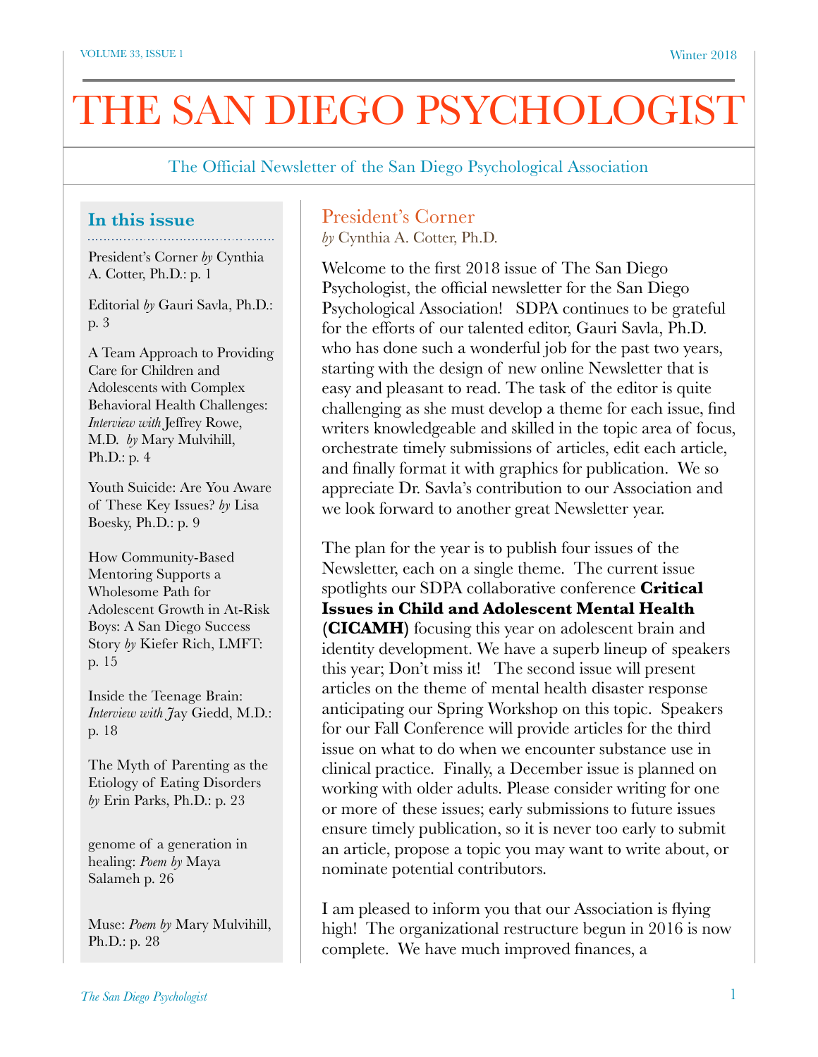# THE SAN DIEGO PSYCHOLOGIST

The Official Newsletter of the San Diego Psychological Association

## In this issue

President's Corner *by* Cynthia A. Cotter, Ph.D.: p. 1

Editorial *by* Gauri Savla, Ph.D.: p. 3

A Team Approach to Providing Care for Children and Adolescents with Complex Behavioral Health Challenges: *Interview with* Jeffrey Rowe, M.D. *by* Mary Mulvihill, Ph.D.: p. 4

Youth Suicide: Are You Aware of These Key Issues? *by* Lisa Boesky, Ph.D.: p. 9

How Community-Based Mentoring Supports a Wholesome Path for Adolescent Growth in At-Risk Boys: A San Diego Success Story *by* Kiefer Rich, LMFT: p. 15

Inside the Teenage Brain: *Interview with* Jay Giedd, M.D.: p. 18

The Myth of Parenting as the Etiology of Eating Disorders *by* Erin Parks, Ph.D.: p. 23

genome of a generation in healing: *Poem by* Maya Salameh p. 26

Muse: *Poem by* Mary Mulvihill, Ph.D.: p. 28

## President's Corner

*by* Cynthia A. Cotter, Ph.D.

Welcome to the first 2018 issue of The San Diego Psychologist, the official newsletter for the San Diego Psychological Association! SDPA continues to be grateful for the efforts of our talented editor, Gauri Savla, Ph.D. who has done such a wonderful job for the past two years, starting with the design of new online Newsletter that is easy and pleasant to read. The task of the editor is quite challenging as she must develop a theme for each issue, find writers knowledgeable and skilled in the topic area of focus, orchestrate timely submissions of articles, edit each article, and finally format it with graphics for publication. We so appreciate Dr. Savla's contribution to our Association and we look forward to another great Newsletter year.

The plan for the year is to publish four issues of the Newsletter, each on a single theme. The current issue spotlights our SDPA collaborative conference **Critical Issues in Child and Adolescent Mental Health (CICAMH)** focusing this year on adolescent brain and identity development. We have a superb lineup of speakers this year; Don't miss it! The second issue will present articles on the theme of mental health disaster response anticipating our Spring Workshop on this topic. Speakers for our Fall Conference will provide articles for the third issue on what to do when we encounter substance use in clinical practice. Finally, a December issue is planned on working with older adults. Please consider writing for one or more of these issues; early submissions to future issues ensure timely publication, so it is never too early to submit an article, propose a topic you may want to write about, or nominate potential contributors.

I am pleased to inform you that our Association is flying high! The organizational restructure begun in 2016 is now complete. We have much improved finances, a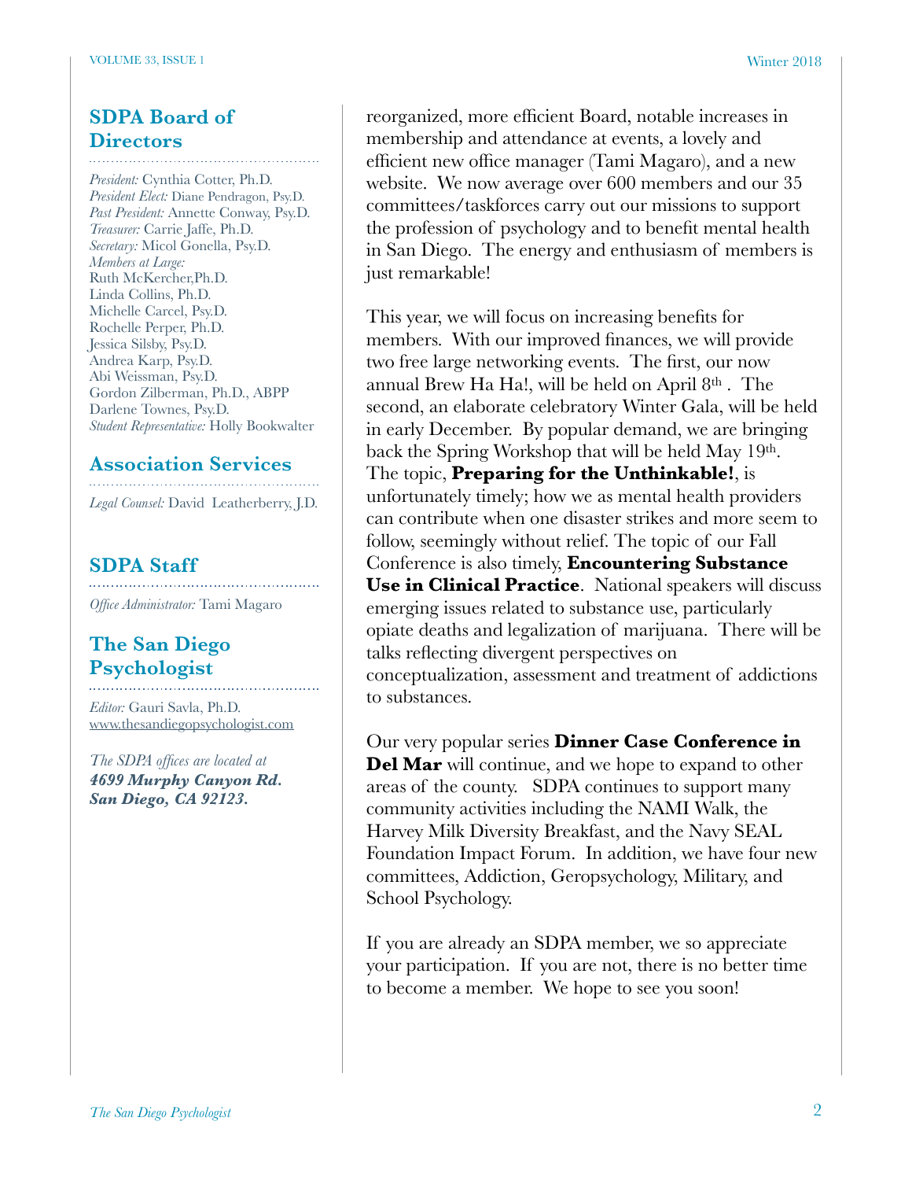## SDPA Board of Directors

*President:* Cynthia Cotter, Ph.D.
*President Elect:* Diane Pendragon, Psy.D.
*Past President:* Annette Conway, Psy.D.
*Treasurer:* Carrie Jaffe, Ph.D.
*Secretary:* Micol Gonella, Psy.D.
*Members at Large:*
Ruth McKercher,Ph.D.
Linda Collins, Ph.D.
Michelle Carcel, Psy.D.
Rochelle Perper, Ph.D.
Jessica Silsby, Psy.D.
Andrea Karp, Psy.D.
Abi Weissman, Psy.D.
Gordon Zilberman, Ph.D., ABPP
Darlene Townes, Psy.D.
*Student Representative:* Holly Bookwalter

## Association Services

*Legal Counsel:* David Leatherberry, J.D.

## SDPA Staff

*Office Administrator:* Tami Magaro

## The San Diego Psychologist

*Editor:* Gauri Savla, Ph.D.
www.thesandiegopsychologist.com

*The SDPA offices are located at*
***4699 Murphy Canyon Rd.***
***San Diego, CA 92123.***

reorganized, more efficient Board, notable increases in membership and attendance at events, a lovely and efficient new office manager (Tami Magaro), and a new website. We now average over 600 members and our 35 committees/taskforces carry out our missions to support the profession of psychology and to benefit mental health in San Diego. The energy and enthusiasm of members is just remarkable!

This year, we will focus on increasing benefits for members. With our improved finances, we will provide two free large networking events. The first, our now annual Brew Ha Ha!, will be held on April 8th . The second, an elaborate celebratory Winter Gala, will be held in early December. By popular demand, we are bringing back the Spring Workshop that will be held May 19th. The topic, **Preparing for the Unthinkable!**, is unfortunately timely; how we as mental health providers can contribute when one disaster strikes and more seem to follow, seemingly without relief. The topic of our Fall Conference is also timely, **Encountering Substance Use in Clinical Practice**. National speakers will discuss emerging issues related to substance use, particularly opiate deaths and legalization of marijuana. There will be talks reflecting divergent perspectives on conceptualization, assessment and treatment of addictions to substances.

Our very popular series **Dinner Case Conference in Del Mar** will continue, and we hope to expand to other areas of the county. SDPA continues to support many community activities including the NAMI Walk, the Harvey Milk Diversity Breakfast, and the Navy SEAL Foundation Impact Forum. In addition, we have four new committees, Addiction, Geropsychology, Military, and School Psychology.

If you are already an SDPA member, we so appreciate your participation. If you are not, there is no better time to become a member. We hope to see you soon!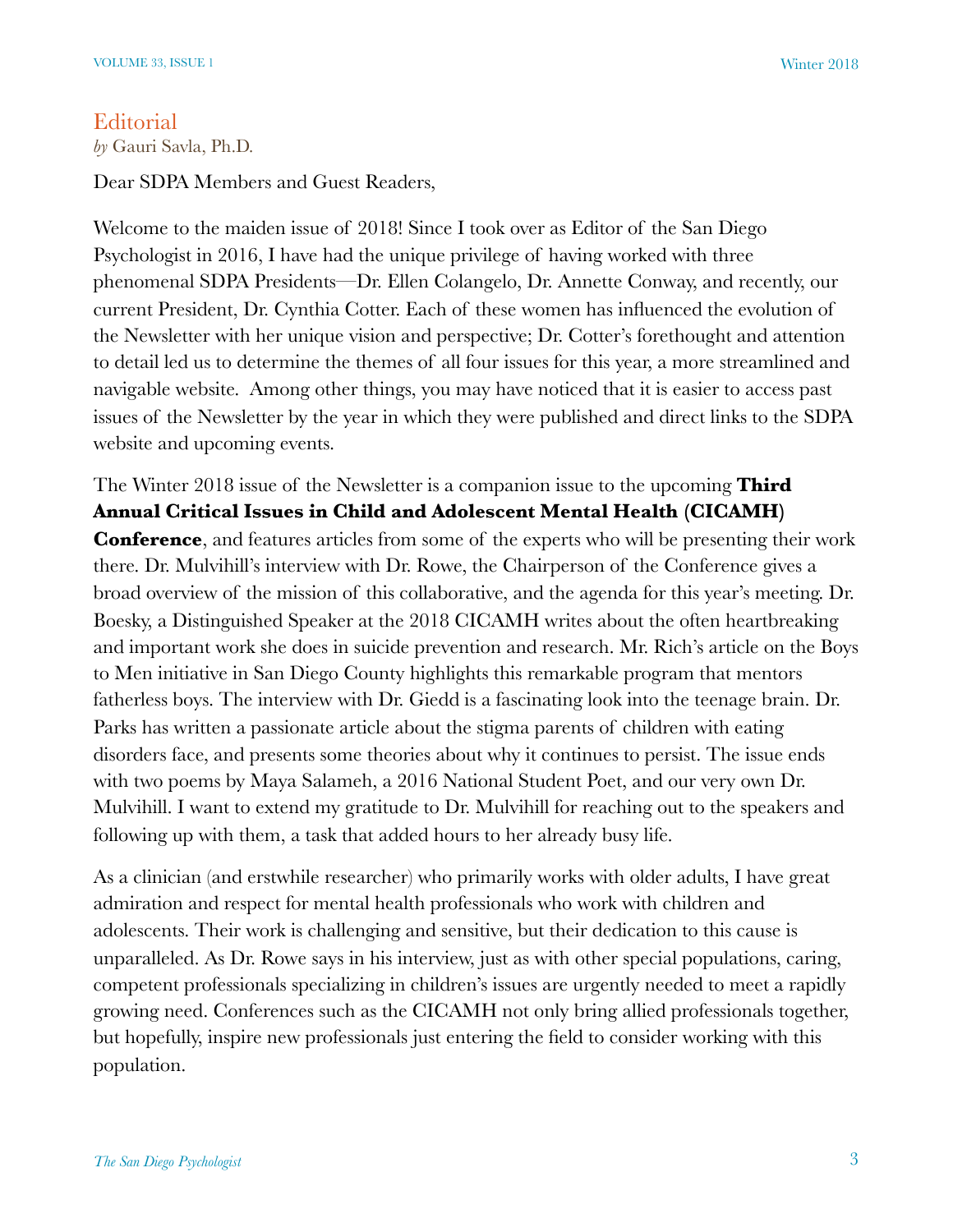## Editorial

*by* Gauri Savla, Ph.D.

Dear SDPA Members and Guest Readers,

Welcome to the maiden issue of 2018! Since I took over as Editor of the San Diego Psychologist in 2016, I have had the unique privilege of having worked with three phenomenal SDPA Presidents—Dr. Ellen Colangelo, Dr. Annette Conway, and recently, our current President, Dr. Cynthia Cotter. Each of these women has influenced the evolution of the Newsletter with her unique vision and perspective; Dr. Cotter's forethought and attention to detail led us to determine the themes of all four issues for this year, a more streamlined and navigable website. Among other things, you may have noticed that it is easier to access past issues of the Newsletter by the year in which they were published and direct links to the SDPA website and upcoming events.

The Winter 2018 issue of the Newsletter is a companion issue to the upcoming **Third Annual Critical Issues in Child and Adolescent Mental Health (CICAMH) Conference**, and features articles from some of the experts who will be presenting their work there. Dr. Mulvihill's interview with Dr. Rowe, the Chairperson of the Conference gives a broad overview of the mission of this collaborative, and the agenda for this year's meeting. Dr. Boesky, a Distinguished Speaker at the 2018 CICAMH writes about the often heartbreaking and important work she does in suicide prevention and research. Mr. Rich's article on the Boys to Men initiative in San Diego County highlights this remarkable program that mentors fatherless boys. The interview with Dr. Giedd is a fascinating look into the teenage brain. Dr. Parks has written a passionate article about the stigma parents of children with eating disorders face, and presents some theories about why it continues to persist. The issue ends with two poems by Maya Salameh, a 2016 National Student Poet, and our very own Dr. Mulvihill. I want to extend my gratitude to Dr. Mulvihill for reaching out to the speakers and following up with them, a task that added hours to her already busy life.

As a clinician (and erstwhile researcher) who primarily works with older adults, I have great admiration and respect for mental health professionals who work with children and adolescents. Their work is challenging and sensitive, but their dedication to this cause is unparalleled. As Dr. Rowe says in his interview, just as with other special populations, caring, competent professionals specializing in children's issues are urgently needed to meet a rapidly growing need. Conferences such as the CICAMH not only bring allied professionals together, but hopefully, inspire new professionals just entering the field to consider working with this population.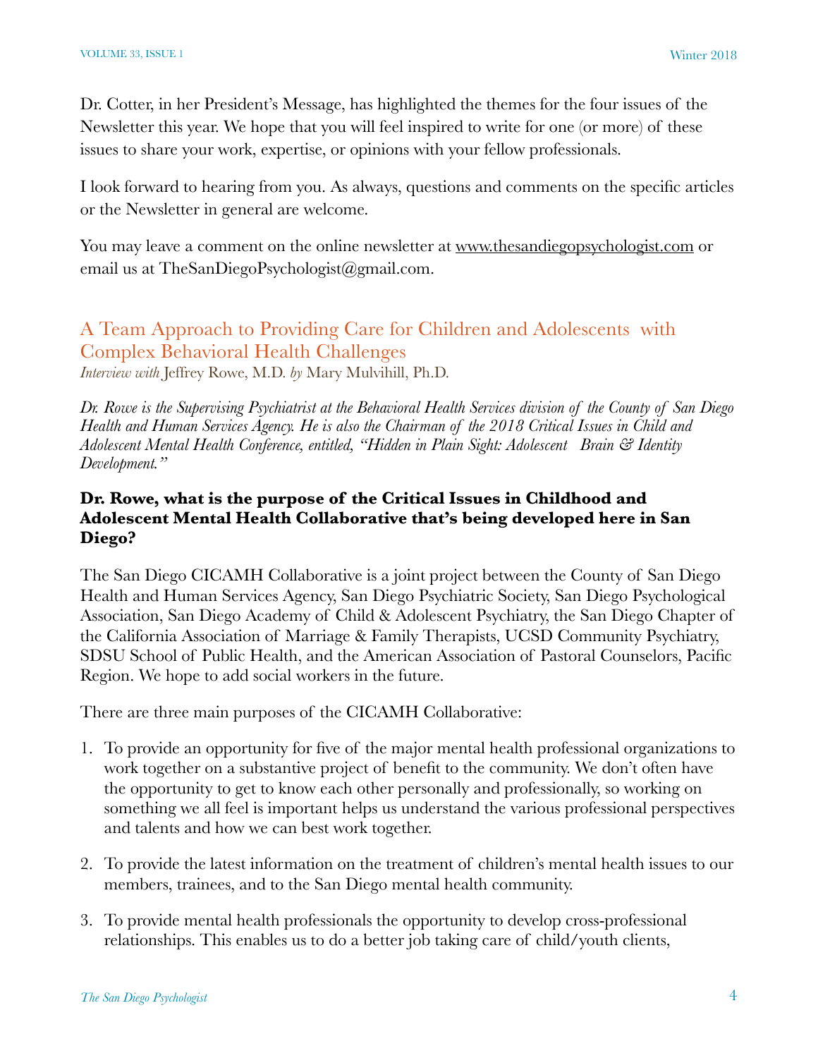Dr. Cotter, in her President's Message, has highlighted the themes for the four issues of the Newsletter this year. We hope that you will feel inspired to write for one (or more) of these issues to share your work, expertise, or opinions with your fellow professionals.

I look forward to hearing from you. As always, questions and comments on the specific articles or the Newsletter in general are welcome.

You may leave a comment on the online newsletter at www.thesandiegopsychologist.com or email us at TheSanDiegoPsychologist@gmail.com.

## A Team Approach to Providing Care for Children and Adolescents with Complex Behavioral Health Challenges

*Interview with* Jeffrey Rowe, M.D. *by* Mary Mulvihill, Ph.D.

*Dr. Rowe is the Supervising Psychiatrist at the Behavioral Health Services division of the County of San Diego Health and Human Services Agency. He is also the Chairman of the 2018 Critical Issues in Child and Adolescent Mental Health Conference, entitled, "Hidden in Plain Sight: Adolescent Brain & Identity Development."*

**Dr. Rowe, what is the purpose of the Critical Issues in Childhood and Adolescent Mental Health Collaborative that's being developed here in San Diego?**

The San Diego CICAMH Collaborative is a joint project between the County of San Diego Health and Human Services Agency, San Diego Psychiatric Society, San Diego Psychological Association, San Diego Academy of Child & Adolescent Psychiatry, the San Diego Chapter of the California Association of Marriage & Family Therapists, UCSD Community Psychiatry, SDSU School of Public Health, and the American Association of Pastoral Counselors, Pacific Region. We hope to add social workers in the future.

There are three main purposes of the CICAMH Collaborative:

1. To provide an opportunity for five of the major mental health professional organizations to work together on a substantive project of benefit to the community. We don't often have the opportunity to get to know each other personally and professionally, so working on something we all feel is important helps us understand the various professional perspectives and talents and how we can best work together.

2. To provide the latest information on the treatment of children's mental health issues to our members, trainees, and to the San Diego mental health community.

3. To provide mental health professionals the opportunity to develop cross-professional relationships. This enables us to do a better job taking care of child/youth clients,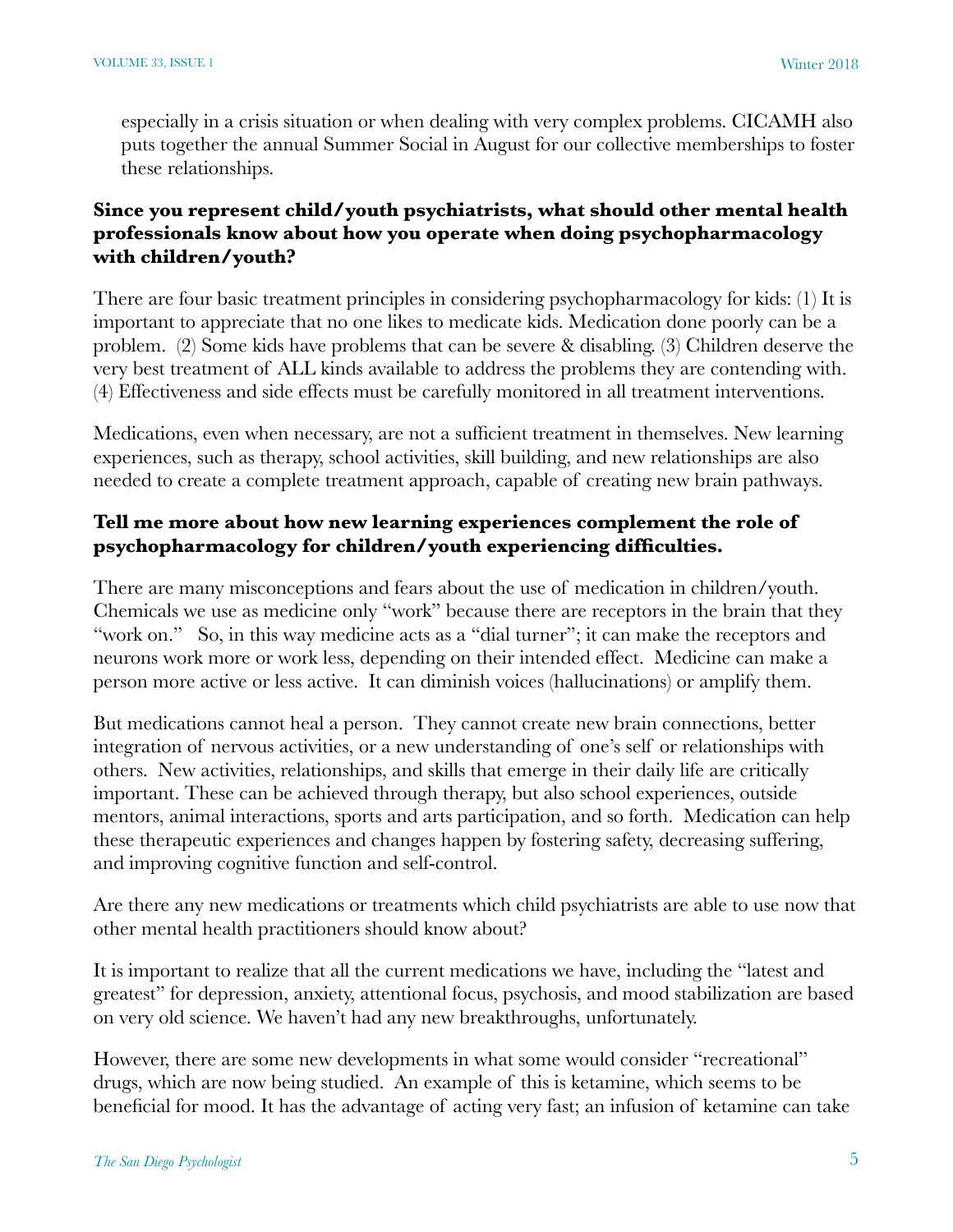especially in a crisis situation or when dealing with very complex problems. CICAMH also puts together the annual Summer Social in August for our collective memberships to foster these relationships.

**Since you represent child/youth psychiatrists, what should other mental health professionals know about how you operate when doing psychopharmacology with children/youth?**

There are four basic treatment principles in considering psychopharmacology for kids: (1) It is important to appreciate that no one likes to medicate kids. Medication done poorly can be a problem. (2) Some kids have problems that can be severe & disabling. (3) Children deserve the very best treatment of ALL kinds available to address the problems they are contending with. (4) Effectiveness and side effects must be carefully monitored in all treatment interventions.

Medications, even when necessary, are not a sufficient treatment in themselves. New learning experiences, such as therapy, school activities, skill building, and new relationships are also needed to create a complete treatment approach, capable of creating new brain pathways.

**Tell me more about how new learning experiences complement the role of psychopharmacology for children/youth experiencing difficulties.**

There are many misconceptions and fears about the use of medication in children/youth. Chemicals we use as medicine only "work" because there are receptors in the brain that they "work on." So, in this way medicine acts as a "dial turner"; it can make the receptors and neurons work more or work less, depending on their intended effect. Medicine can make a person more active or less active. It can diminish voices (hallucinations) or amplify them.

But medications cannot heal a person. They cannot create new brain connections, better integration of nervous activities, or a new understanding of one's self or relationships with others. New activities, relationships, and skills that emerge in their daily life are critically important. These can be achieved through therapy, but also school experiences, outside mentors, animal interactions, sports and arts participation, and so forth. Medication can help these therapeutic experiences and changes happen by fostering safety, decreasing suffering, and improving cognitive function and self-control.

Are there any new medications or treatments which child psychiatrists are able to use now that other mental health practitioners should know about?

It is important to realize that all the current medications we have, including the "latest and greatest" for depression, anxiety, attentional focus, psychosis, and mood stabilization are based on very old science. We haven't had any new breakthroughs, unfortunately.

However, there are some new developments in what some would consider "recreational" drugs, which are now being studied. An example of this is ketamine, which seems to be beneficial for mood. It has the advantage of acting very fast; an infusion of ketamine can take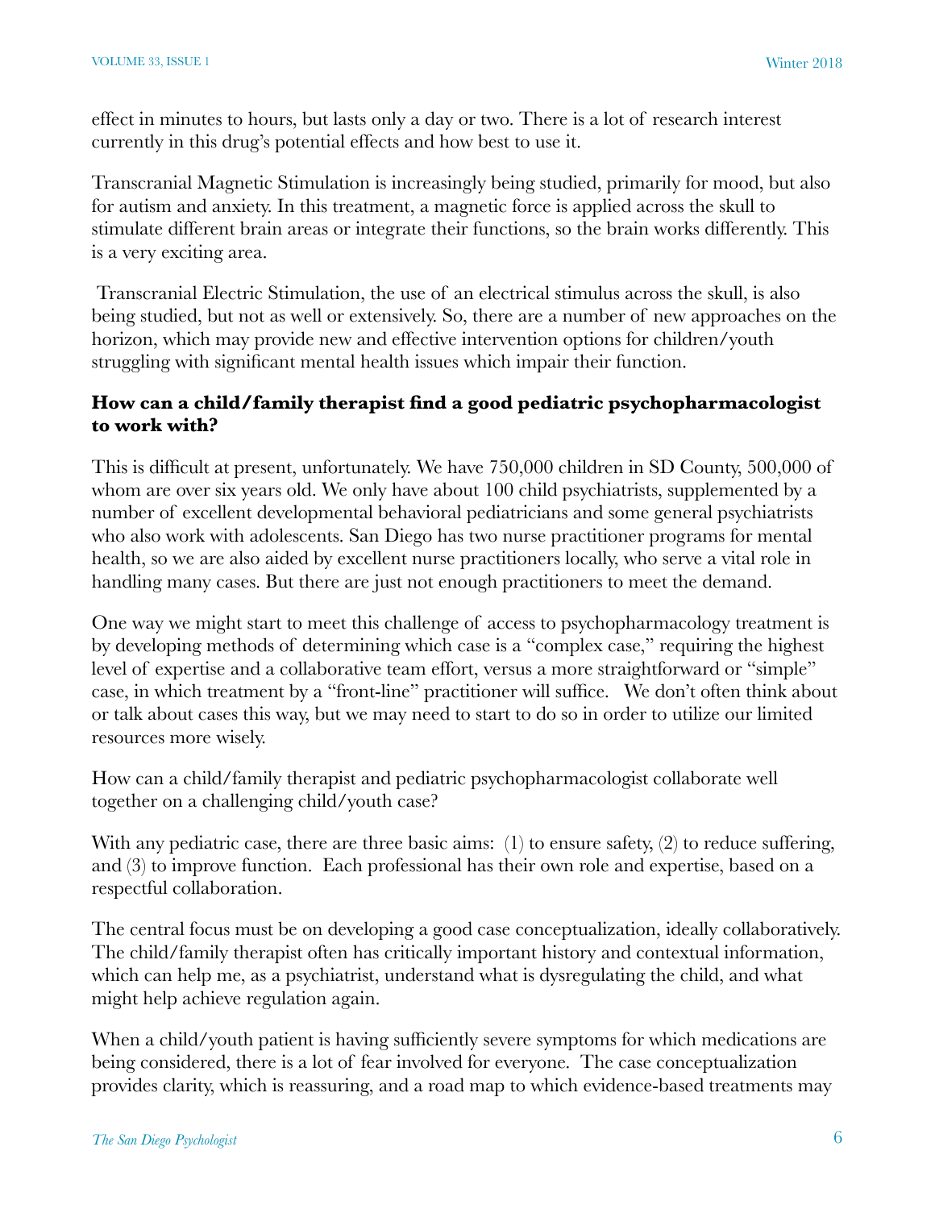effect in minutes to hours, but lasts only a day or two. There is a lot of research interest currently in this drug's potential effects and how best to use it.

Transcranial Magnetic Stimulation is increasingly being studied, primarily for mood, but also for autism and anxiety. In this treatment, a magnetic force is applied across the skull to stimulate different brain areas or integrate their functions, so the brain works differently. This is a very exciting area.

Transcranial Electric Stimulation, the use of an electrical stimulus across the skull, is also being studied, but not as well or extensively. So, there are a number of new approaches on the horizon, which may provide new and effective intervention options for children/youth struggling with significant mental health issues which impair their function.

**How can a child/family therapist find a good pediatric psychopharmacologist to work with?**

This is difficult at present, unfortunately. We have 750,000 children in SD County, 500,000 of whom are over six years old. We only have about 100 child psychiatrists, supplemented by a number of excellent developmental behavioral pediatricians and some general psychiatrists who also work with adolescents. San Diego has two nurse practitioner programs for mental health, so we are also aided by excellent nurse practitioners locally, who serve a vital role in handling many cases. But there are just not enough practitioners to meet the demand.

One way we might start to meet this challenge of access to psychopharmacology treatment is by developing methods of determining which case is a "complex case," requiring the highest level of expertise and a collaborative team effort, versus a more straightforward or "simple" case, in which treatment by a "front-line" practitioner will suffice. We don't often think about or talk about cases this way, but we may need to start to do so in order to utilize our limited resources more wisely.

How can a child/family therapist and pediatric psychopharmacologist collaborate well together on a challenging child/youth case?

With any pediatric case, there are three basic aims: (1) to ensure safety, (2) to reduce suffering, and (3) to improve function. Each professional has their own role and expertise, based on a respectful collaboration.

The central focus must be on developing a good case conceptualization, ideally collaboratively. The child/family therapist often has critically important history and contextual information, which can help me, as a psychiatrist, understand what is dysregulating the child, and what might help achieve regulation again.

When a child/youth patient is having sufficiently severe symptoms for which medications are being considered, there is a lot of fear involved for everyone. The case conceptualization provides clarity, which is reassuring, and a road map to which evidence-based treatments may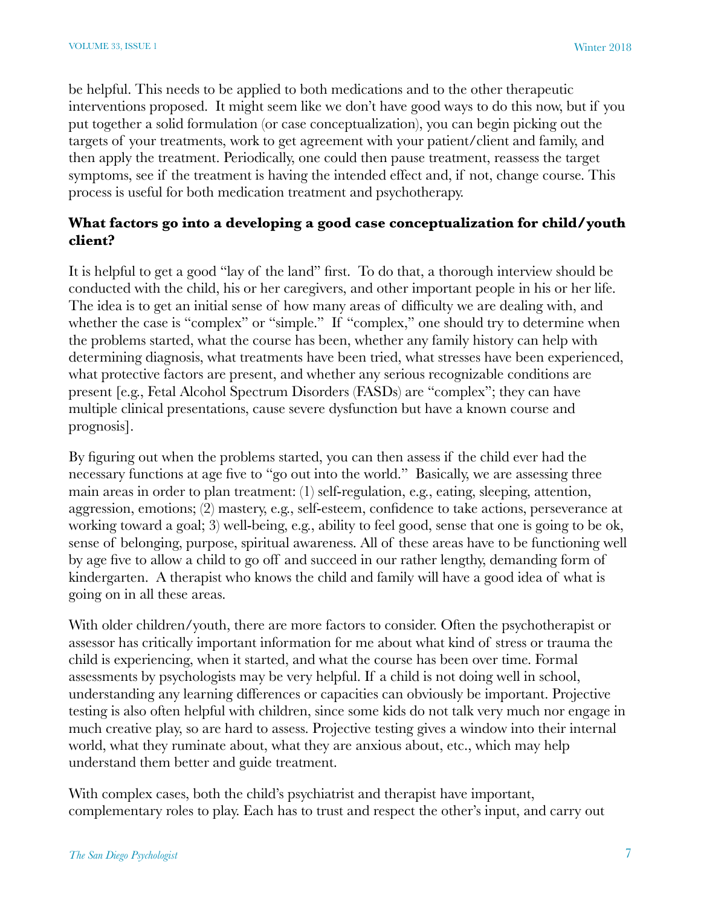be helpful. This needs to be applied to both medications and to the other therapeutic interventions proposed. It might seem like we don't have good ways to do this now, but if you put together a solid formulation (or case conceptualization), you can begin picking out the targets of your treatments, work to get agreement with your patient/client and family, and then apply the treatment. Periodically, one could then pause treatment, reassess the target symptoms, see if the treatment is having the intended effect and, if not, change course. This process is useful for both medication treatment and psychotherapy.

**What factors go into a developing a good case conceptualization for child/youth client?**

It is helpful to get a good "lay of the land" first. To do that, a thorough interview should be conducted with the child, his or her caregivers, and other important people in his or her life. The idea is to get an initial sense of how many areas of difficulty we are dealing with, and whether the case is "complex" or "simple." If "complex," one should try to determine when the problems started, what the course has been, whether any family history can help with determining diagnosis, what treatments have been tried, what stresses have been experienced, what protective factors are present, and whether any serious recognizable conditions are present [e.g., Fetal Alcohol Spectrum Disorders (FASDs) are "complex"; they can have multiple clinical presentations, cause severe dysfunction but have a known course and prognosis].

By figuring out when the problems started, you can then assess if the child ever had the necessary functions at age five to "go out into the world." Basically, we are assessing three main areas in order to plan treatment: (1) self-regulation, e.g., eating, sleeping, attention, aggression, emotions; (2) mastery, e.g., self-esteem, confidence to take actions, perseverance at working toward a goal; 3) well-being, e.g., ability to feel good, sense that one is going to be ok, sense of belonging, purpose, spiritual awareness. All of these areas have to be functioning well by age five to allow a child to go off and succeed in our rather lengthy, demanding form of kindergarten. A therapist who knows the child and family will have a good idea of what is going on in all these areas.

With older children/youth, there are more factors to consider. Often the psychotherapist or assessor has critically important information for me about what kind of stress or trauma the child is experiencing, when it started, and what the course has been over time. Formal assessments by psychologists may be very helpful. If a child is not doing well in school, understanding any learning differences or capacities can obviously be important. Projective testing is also often helpful with children, since some kids do not talk very much nor engage in much creative play, so are hard to assess. Projective testing gives a window into their internal world, what they ruminate about, what they are anxious about, etc., which may help understand them better and guide treatment.

With complex cases, both the child's psychiatrist and therapist have important, complementary roles to play. Each has to trust and respect the other's input, and carry out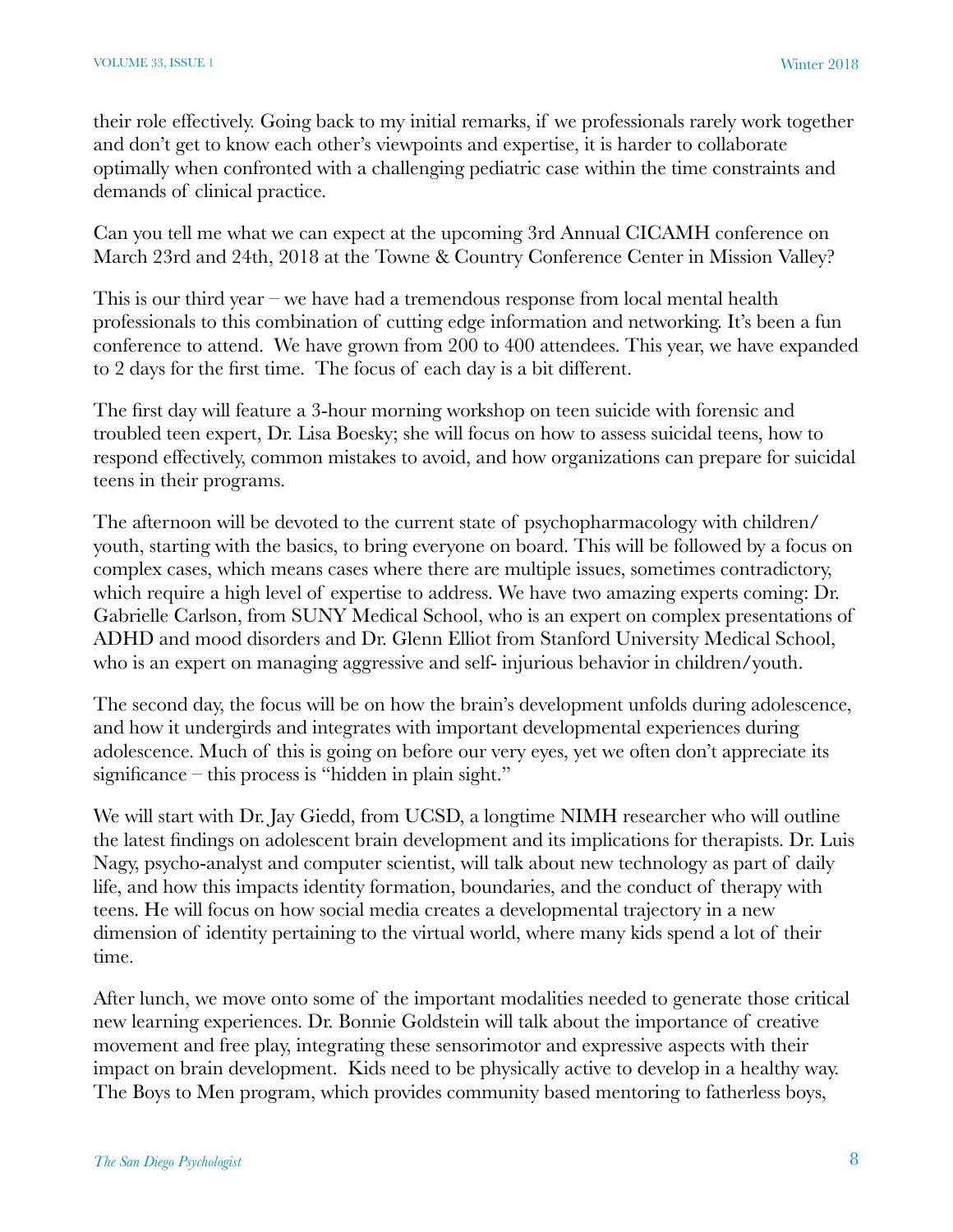their role effectively. Going back to my initial remarks, if we professionals rarely work together and don't get to know each other's viewpoints and expertise, it is harder to collaborate optimally when confronted with a challenging pediatric case within the time constraints and demands of clinical practice.

Can you tell me what we can expect at the upcoming 3rd Annual CICAMH conference on March 23rd and 24th, 2018 at the Towne & Country Conference Center in Mission Valley?

This is our third year – we have had a tremendous response from local mental health professionals to this combination of cutting edge information and networking. It's been a fun conference to attend. We have grown from 200 to 400 attendees. This year, we have expanded to 2 days for the first time. The focus of each day is a bit different.

The first day will feature a 3-hour morning workshop on teen suicide with forensic and troubled teen expert, Dr. Lisa Boesky; she will focus on how to assess suicidal teens, how to respond effectively, common mistakes to avoid, and how organizations can prepare for suicidal teens in their programs.

The afternoon will be devoted to the current state of psychopharmacology with children/youth, starting with the basics, to bring everyone on board. This will be followed by a focus on complex cases, which means cases where there are multiple issues, sometimes contradictory, which require a high level of expertise to address. We have two amazing experts coming: Dr. Gabrielle Carlson, from SUNY Medical School, who is an expert on complex presentations of ADHD and mood disorders and Dr. Glenn Elliot from Stanford University Medical School, who is an expert on managing aggressive and self- injurious behavior in children/youth.

The second day, the focus will be on how the brain's development unfolds during adolescence, and how it undergirds and integrates with important developmental experiences during adolescence. Much of this is going on before our very eyes, yet we often don't appreciate its significance – this process is "hidden in plain sight."

We will start with Dr. Jay Giedd, from UCSD, a longtime NIMH researcher who will outline the latest findings on adolescent brain development and its implications for therapists. Dr. Luis Nagy, psycho-analyst and computer scientist, will talk about new technology as part of daily life, and how this impacts identity formation, boundaries, and the conduct of therapy with teens. He will focus on how social media creates a developmental trajectory in a new dimension of identity pertaining to the virtual world, where many kids spend a lot of their time.

After lunch, we move onto some of the important modalities needed to generate those critical new learning experiences. Dr. Bonnie Goldstein will talk about the importance of creative movement and free play, integrating these sensorimotor and expressive aspects with their impact on brain development. Kids need to be physically active to develop in a healthy way. The Boys to Men program, which provides community based mentoring to fatherless boys,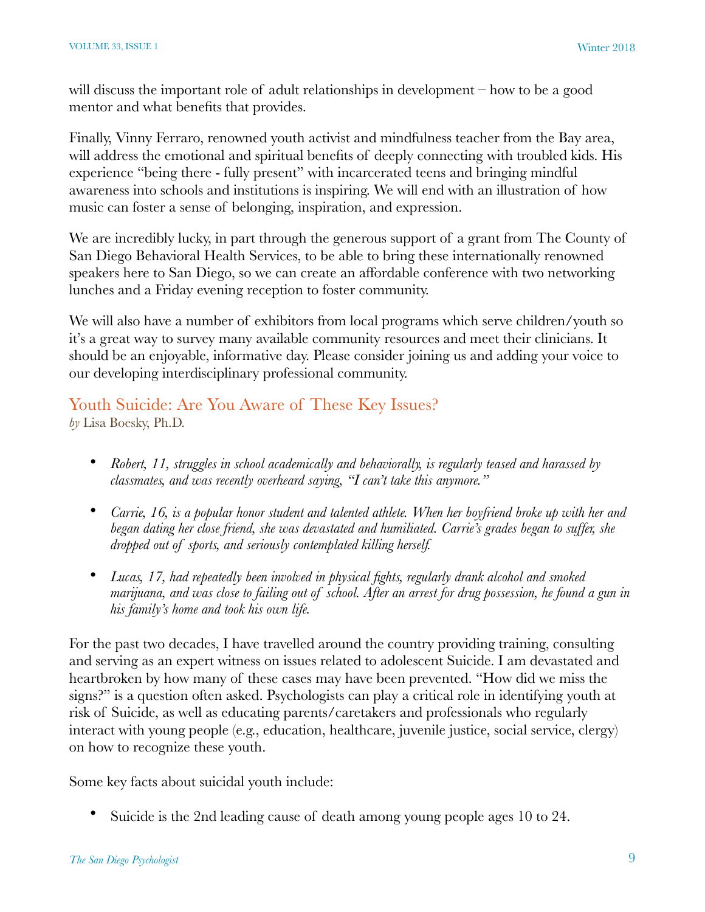will discuss the important role of adult relationships in development – how to be a good mentor and what benefits that provides.

Finally, Vinny Ferraro, renowned youth activist and mindfulness teacher from the Bay area, will address the emotional and spiritual benefits of deeply connecting with troubled kids. His experience "being there - fully present" with incarcerated teens and bringing mindful awareness into schools and institutions is inspiring. We will end with an illustration of how music can foster a sense of belonging, inspiration, and expression.

We are incredibly lucky, in part through the generous support of a grant from The County of San Diego Behavioral Health Services, to be able to bring these internationally renowned speakers here to San Diego, so we can create an affordable conference with two networking lunches and a Friday evening reception to foster community.

We will also have a number of exhibitors from local programs which serve children/youth so it's a great way to survey many available community resources and meet their clinicians. It should be an enjoyable, informative day. Please consider joining us and adding your voice to our developing interdisciplinary professional community.

## Youth Suicide: Are You Aware of These Key Issues?

*by* Lisa Boesky, Ph.D.

- *Robert, 11, struggles in school academically and behaviorally, is regularly teased and harassed by classmates, and was recently overheard saying, "I can't take this anymore."*
- *Carrie, 16, is a popular honor student and talented athlete. When her boyfriend broke up with her and began dating her close friend, she was devastated and humiliated. Carrie's grades began to suffer, she dropped out of sports, and seriously contemplated killing herself.*
- *Lucas, 17, had repeatedly been involved in physical fights, regularly drank alcohol and smoked marijuana, and was close to failing out of school. After an arrest for drug possession, he found a gun in his family's home and took his own life.*

For the past two decades, I have travelled around the country providing training, consulting and serving as an expert witness on issues related to adolescent Suicide. I am devastated and heartbroken by how many of these cases may have been prevented. "How did we miss the signs?" is a question often asked. Psychologists can play a critical role in identifying youth at risk of Suicide, as well as educating parents/caretakers and professionals who regularly interact with young people (e.g., education, healthcare, juvenile justice, social service, clergy) on how to recognize these youth.

Some key facts about suicidal youth include:

- Suicide is the 2nd leading cause of death among young people ages 10 to 24.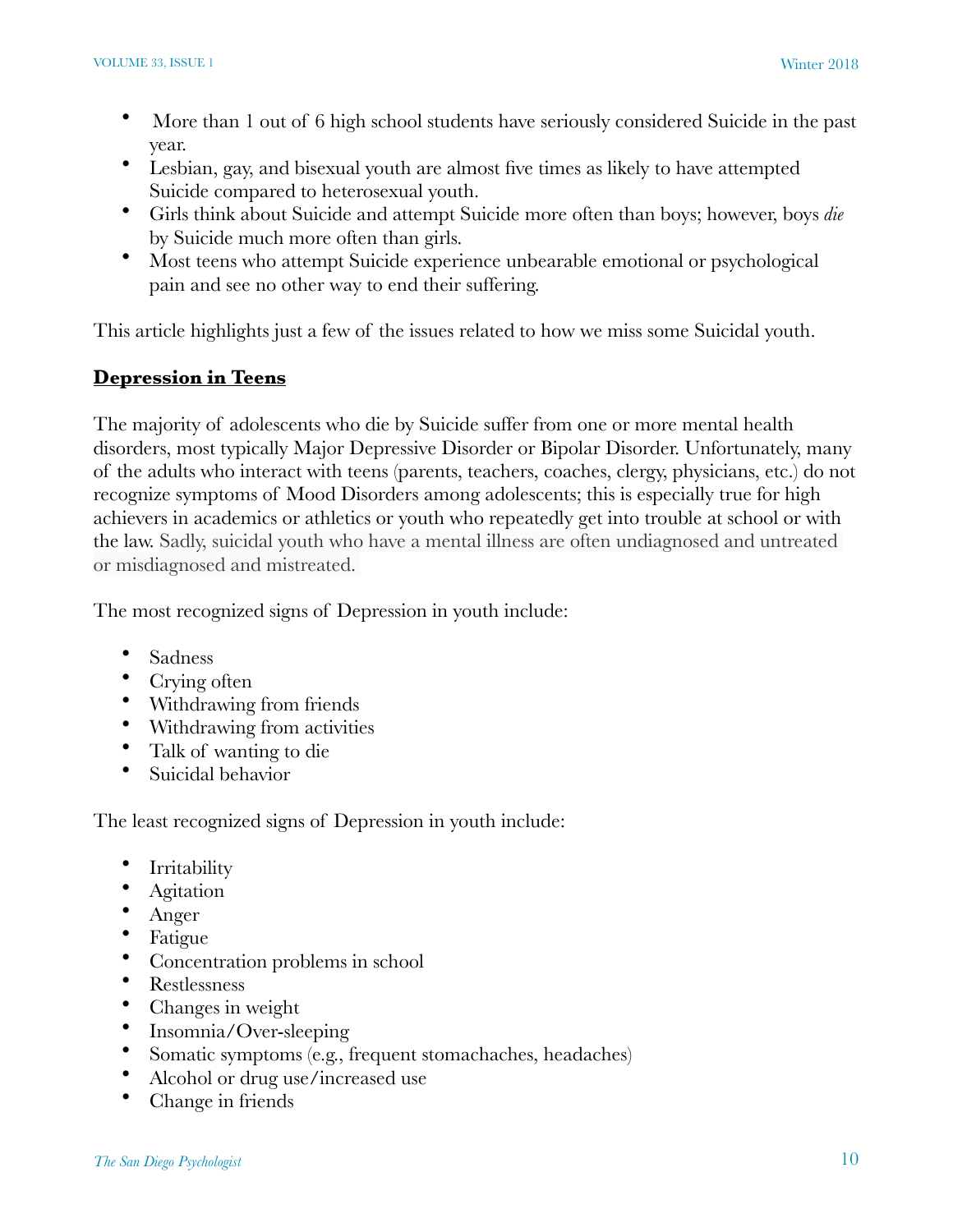- More than 1 out of 6 high school students have seriously considered Suicide in the past year.
- Lesbian, gay, and bisexual youth are almost five times as likely to have attempted Suicide compared to heterosexual youth.
- Girls think about Suicide and attempt Suicide more often than boys; however, boys *die* by Suicide much more often than girls.
- Most teens who attempt Suicide experience unbearable emotional or psychological pain and see no other way to end their suffering.

This article highlights just a few of the issues related to how we miss some Suicidal youth.

## **Depression in Teens**

The majority of adolescents who die by Suicide suffer from one or more mental health disorders, most typically Major Depressive Disorder or Bipolar Disorder. Unfortunately, many of the adults who interact with teens (parents, teachers, coaches, clergy, physicians, etc.) do not recognize symptoms of Mood Disorders among adolescents; this is especially true for high achievers in academics or athletics or youth who repeatedly get into trouble at school or with the law. Sadly, suicidal youth who have a mental illness are often undiagnosed and untreated or misdiagnosed and mistreated.

The most recognized signs of Depression in youth include:

- Sadness
- Crying often
- Withdrawing from friends
- Withdrawing from activities
- Talk of wanting to die
- Suicidal behavior

The least recognized signs of Depression in youth include:

- Irritability
- Agitation
- Anger
- Fatigue
- Concentration problems in school
- Restlessness
- Changes in weight
- Insomnia/Over-sleeping
- Somatic symptoms (e.g., frequent stomachaches, headaches)
- Alcohol or drug use/increased use
- Change in friends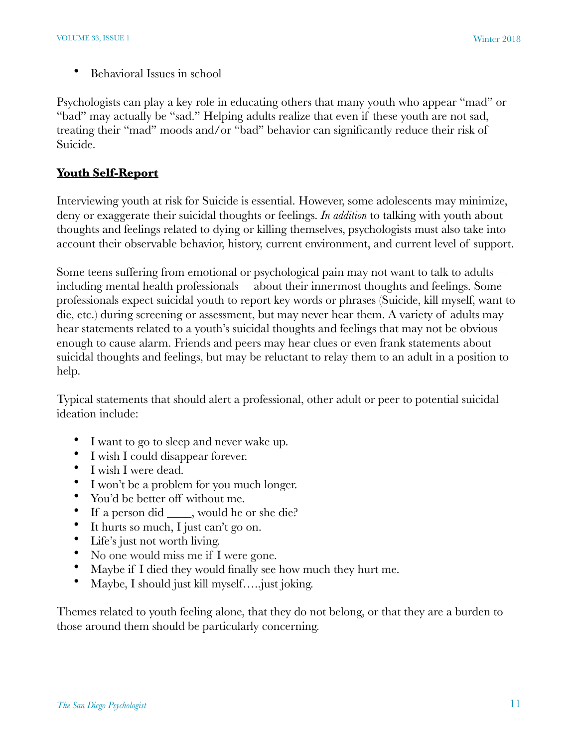- Behavioral Issues in school

Psychologists can play a key role in educating others that many youth who appear "mad" or "bad" may actually be "sad." Helping adults realize that even if these youth are not sad, treating their "mad" moods and/or "bad" behavior can significantly reduce their risk of Suicide.

**Youth Self-Report**

Interviewing youth at risk for Suicide is essential. However, some adolescents may minimize, deny or exaggerate their suicidal thoughts or feelings. *In addition* to talking with youth about thoughts and feelings related to dying or killing themselves, psychologists must also take into account their observable behavior, history, current environment, and current level of support.

Some teens suffering from emotional or psychological pain may not want to talk to adults— including mental health professionals— about their innermost thoughts and feelings. Some professionals expect suicidal youth to report key words or phrases (Suicide, kill myself, want to die, etc.) during screening or assessment, but may never hear them. A variety of adults may hear statements related to a youth's suicidal thoughts and feelings that may not be obvious enough to cause alarm. Friends and peers may hear clues or even frank statements about suicidal thoughts and feelings, but may be reluctant to relay them to an adult in a position to help.

Typical statements that should alert a professional, other adult or peer to potential suicidal ideation include:

- I want to go to sleep and never wake up.
- I wish I could disappear forever.
- I wish I were dead.
- I won't be a problem for you much longer.
- You'd be better off without me.
- If a person did ____, would he or she die?
- It hurts so much, I just can't go on.
- Life's just not worth living.
- No one would miss me if I were gone.
- Maybe if I died they would finally see how much they hurt me.
- Maybe, I should just kill myself…..just joking.

Themes related to youth feeling alone, that they do not belong, or that they are a burden to those around them should be particularly concerning.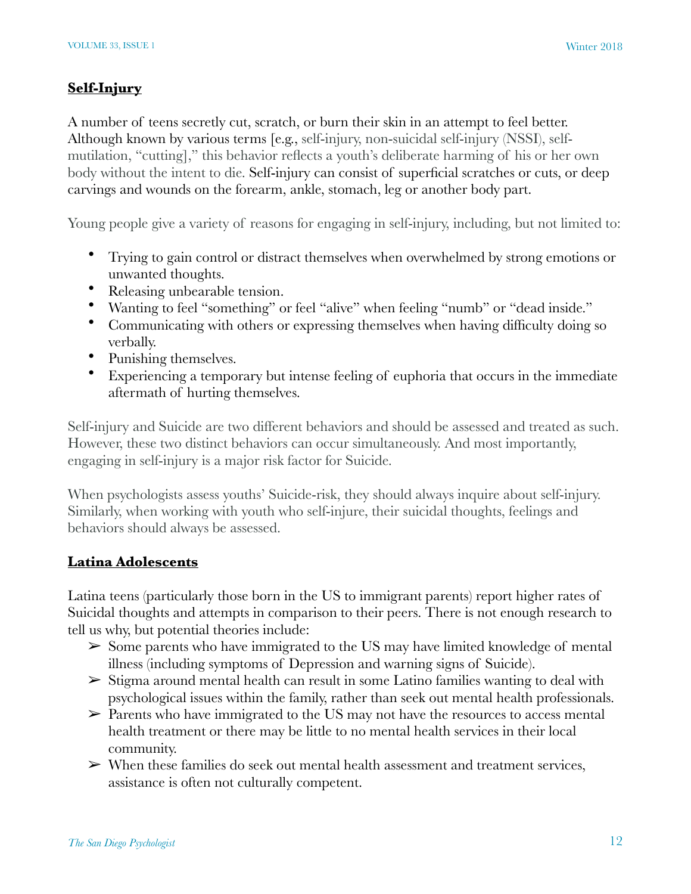## Self-Injury

A number of teens secretly cut, scratch, or burn their skin in an attempt to feel better. Although known by various terms [e.g., self-injury, non-suicidal self-injury (NSSI), self-mutilation, "cutting]," this behavior reflects a youth's deliberate harming of his or her own body without the intent to die. Self-injury can consist of superficial scratches or cuts, or deep carvings and wounds on the forearm, ankle, stomach, leg or another body part.

Young people give a variety of reasons for engaging in self-injury, including, but not limited to:

- Trying to gain control or distract themselves when overwhelmed by strong emotions or unwanted thoughts.
- Releasing unbearable tension.
- Wanting to feel "something" or feel "alive" when feeling "numb" or "dead inside."
- Communicating with others or expressing themselves when having difficulty doing so verbally.
- Punishing themselves.
- Experiencing a temporary but intense feeling of euphoria that occurs in the immediate aftermath of hurting themselves.

Self-injury and Suicide are two different behaviors and should be assessed and treated as such. However, these two distinct behaviors can occur simultaneously. And most importantly, engaging in self-injury is a major risk factor for Suicide.

When psychologists assess youths' Suicide-risk, they should always inquire about self-injury. Similarly, when working with youth who self-injure, their suicidal thoughts, feelings and behaviors should always be assessed.

## Latina Adolescents

Latina teens (particularly those born in the US to immigrant parents) report higher rates of Suicidal thoughts and attempts in comparison to their peers. There is not enough research to tell us why, but potential theories include:

- ➢ Some parents who have immigrated to the US may have limited knowledge of mental illness (including symptoms of Depression and warning signs of Suicide).
- ➢ Stigma around mental health can result in some Latino families wanting to deal with psychological issues within the family, rather than seek out mental health professionals.
- ➢ Parents who have immigrated to the US may not have the resources to access mental health treatment or there may be little to no mental health services in their local community.
- ➢ When these families do seek out mental health assessment and treatment services, assistance is often not culturally competent.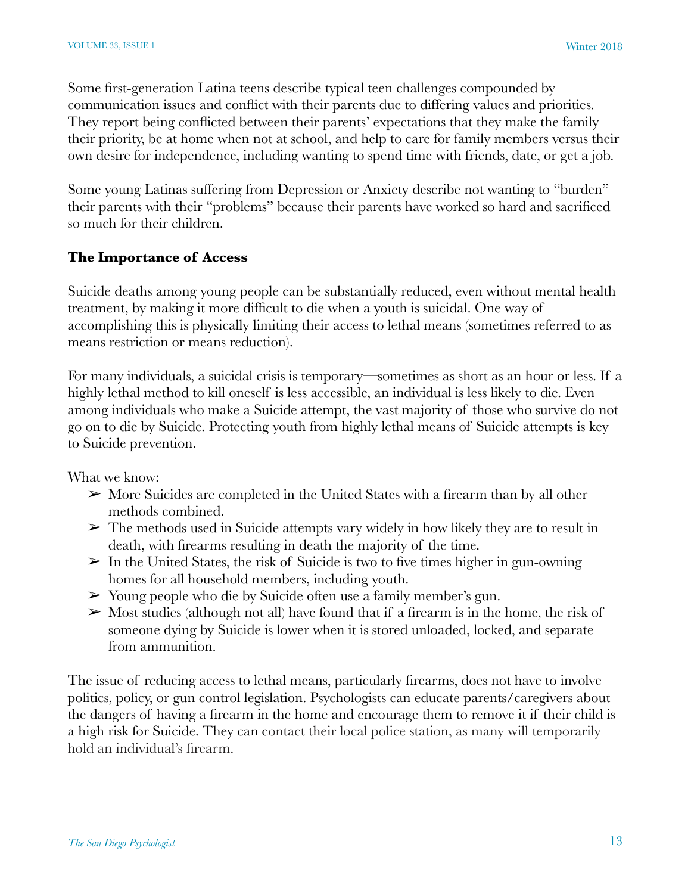Some first-generation Latina teens describe typical teen challenges compounded by communication issues and conflict with their parents due to differing values and priorities. They report being conflicted between their parents' expectations that they make the family their priority, be at home when not at school, and help to care for family members versus their own desire for independence, including wanting to spend time with friends, date, or get a job.

Some young Latinas suffering from Depression or Anxiety describe not wanting to "burden" their parents with their "problems" because their parents have worked so hard and sacrificed so much for their children.

## **The Importance of Access**

Suicide deaths among young people can be substantially reduced, even without mental health treatment, by making it more difficult to die when a youth is suicidal. One way of accomplishing this is physically limiting their access to lethal means (sometimes referred to as means restriction or means reduction).

For many individuals, a suicidal crisis is temporary—sometimes as short as an hour or less. If a highly lethal method to kill oneself is less accessible, an individual is less likely to die. Even among individuals who make a Suicide attempt, the vast majority of those who survive do not go on to die by Suicide. Protecting youth from highly lethal means of Suicide attempts is key to Suicide prevention.

What we know:

- More Suicides are completed in the United States with a firearm than by all other methods combined.
- The methods used in Suicide attempts vary widely in how likely they are to result in death, with firearms resulting in death the majority of the time.
- In the United States, the risk of Suicide is two to five times higher in gun-owning homes for all household members, including youth.
- Young people who die by Suicide often use a family member's gun.
- Most studies (although not all) have found that if a firearm is in the home, the risk of someone dying by Suicide is lower when it is stored unloaded, locked, and separate from ammunition.

The issue of reducing access to lethal means, particularly firearms, does not have to involve politics, policy, or gun control legislation. Psychologists can educate parents/caregivers about the dangers of having a firearm in the home and encourage them to remove it if their child is a high risk for Suicide. They can contact their local police station, as many will temporarily hold an individual's firearm.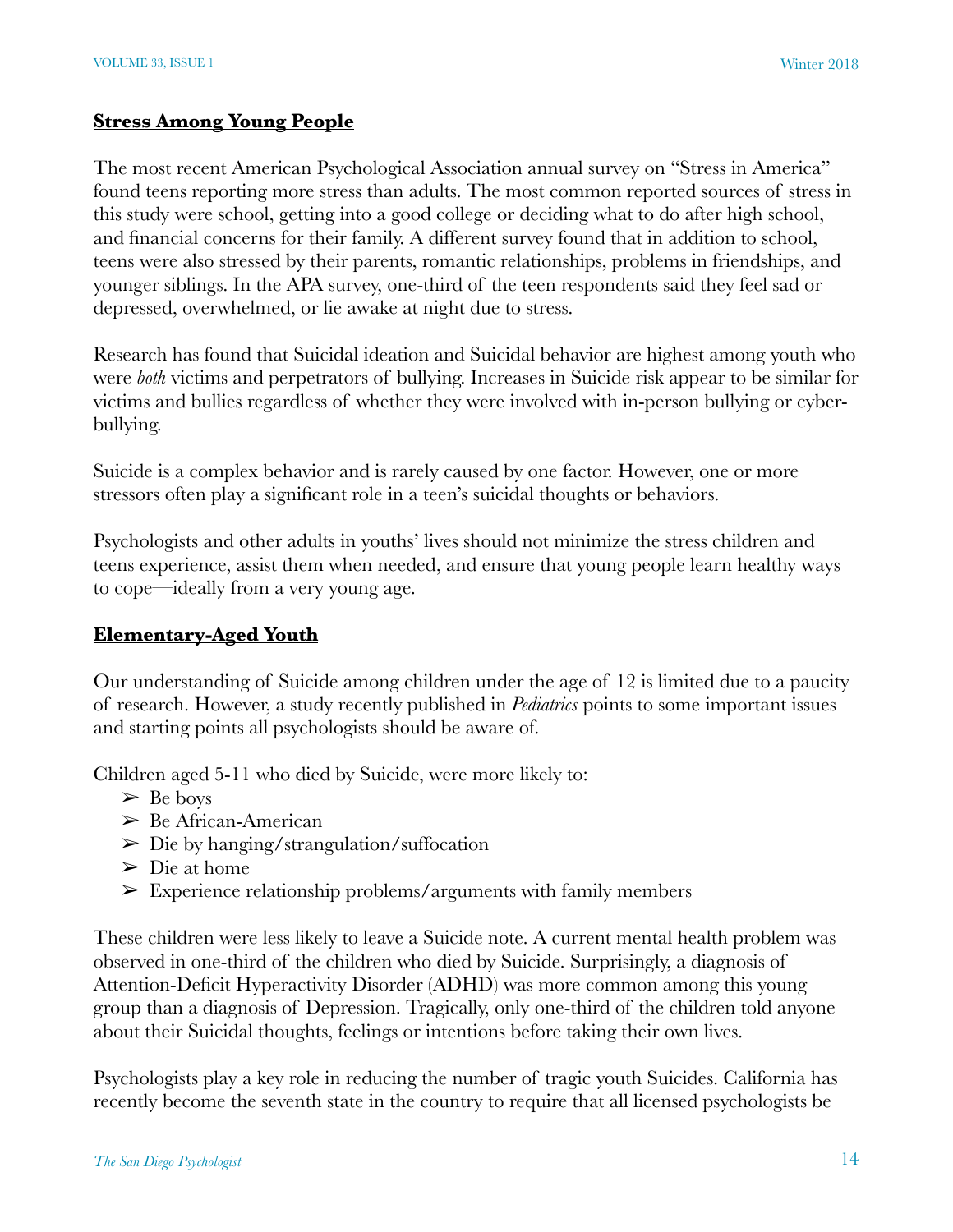## Stress Among Young People

The most recent American Psychological Association annual survey on "Stress in America" found teens reporting more stress than adults. The most common reported sources of stress in this study were school, getting into a good college or deciding what to do after high school, and financial concerns for their family. A different survey found that in addition to school, teens were also stressed by their parents, romantic relationships, problems in friendships, and younger siblings. In the APA survey, one-third of the teen respondents said they feel sad or depressed, overwhelmed, or lie awake at night due to stress.

Research has found that Suicidal ideation and Suicidal behavior are highest among youth who were *both* victims and perpetrators of bullying. Increases in Suicide risk appear to be similar for victims and bullies regardless of whether they were involved with in-person bullying or cyber-bullying.

Suicide is a complex behavior and is rarely caused by one factor. However, one or more stressors often play a significant role in a teen's suicidal thoughts or behaviors.

Psychologists and other adults in youths' lives should not minimize the stress children and teens experience, assist them when needed, and ensure that young people learn healthy ways to cope—ideally from a very young age.

## Elementary-Aged Youth

Our understanding of Suicide among children under the age of 12 is limited due to a paucity of research. However, a study recently published in *Pediatrics* points to some important issues and starting points all psychologists should be aware of.

Children aged 5-11 who died by Suicide, were more likely to:

- Be boys
- Be African-American
- Die by hanging/strangulation/suffocation
- Die at home
- Experience relationship problems/arguments with family members

These children were less likely to leave a Suicide note. A current mental health problem was observed in one-third of the children who died by Suicide. Surprisingly, a diagnosis of Attention-Deficit Hyperactivity Disorder (ADHD) was more common among this young group than a diagnosis of Depression. Tragically, only one-third of the children told anyone about their Suicidal thoughts, feelings or intentions before taking their own lives.

Psychologists play a key role in reducing the number of tragic youth Suicides. California has recently become the seventh state in the country to require that all licensed psychologists be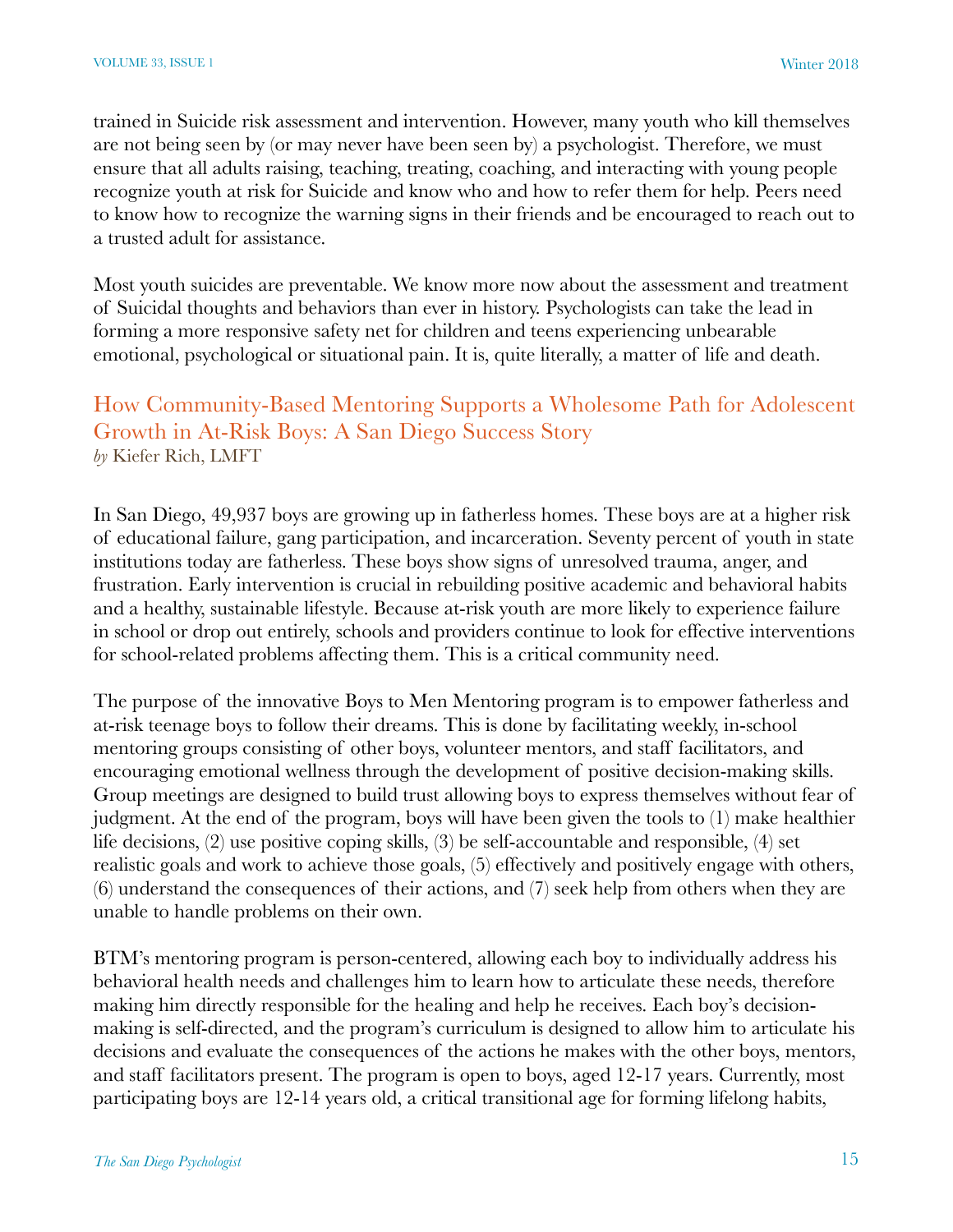trained in Suicide risk assessment and intervention. However, many youth who kill themselves are not being seen by (or may never have been seen by) a psychologist. Therefore, we must ensure that all adults raising, teaching, treating, coaching, and interacting with young people recognize youth at risk for Suicide and know who and how to refer them for help. Peers need to know how to recognize the warning signs in their friends and be encouraged to reach out to a trusted adult for assistance.

Most youth suicides are preventable. We know more now about the assessment and treatment of Suicidal thoughts and behaviors than ever in history. Psychologists can take the lead in forming a more responsive safety net for children and teens experiencing unbearable emotional, psychological or situational pain. It is, quite literally, a matter of life and death.

## How Community-Based Mentoring Supports a Wholesome Path for Adolescent Growth in At-Risk Boys: A San Diego Success Story

*by* Kiefer Rich, LMFT

In San Diego, 49,937 boys are growing up in fatherless homes. These boys are at a higher risk of educational failure, gang participation, and incarceration. Seventy percent of youth in state institutions today are fatherless. These boys show signs of unresolved trauma, anger, and frustration. Early intervention is crucial in rebuilding positive academic and behavioral habits and a healthy, sustainable lifestyle. Because at-risk youth are more likely to experience failure in school or drop out entirely, schools and providers continue to look for effective interventions for school-related problems affecting them. This is a critical community need.

The purpose of the innovative Boys to Men Mentoring program is to empower fatherless and at-risk teenage boys to follow their dreams. This is done by facilitating weekly, in-school mentoring groups consisting of other boys, volunteer mentors, and staff facilitators, and encouraging emotional wellness through the development of positive decision-making skills. Group meetings are designed to build trust allowing boys to express themselves without fear of judgment. At the end of the program, boys will have been given the tools to (1) make healthier life decisions, (2) use positive coping skills, (3) be self-accountable and responsible, (4) set realistic goals and work to achieve those goals, (5) effectively and positively engage with others, (6) understand the consequences of their actions, and (7) seek help from others when they are unable to handle problems on their own.

BTM's mentoring program is person-centered, allowing each boy to individually address his behavioral health needs and challenges him to learn how to articulate these needs, therefore making him directly responsible for the healing and help he receives. Each boy's decision-making is self-directed, and the program's curriculum is designed to allow him to articulate his decisions and evaluate the consequences of the actions he makes with the other boys, mentors, and staff facilitators present. The program is open to boys, aged 12-17 years. Currently, most participating boys are 12-14 years old, a critical transitional age for forming lifelong habits,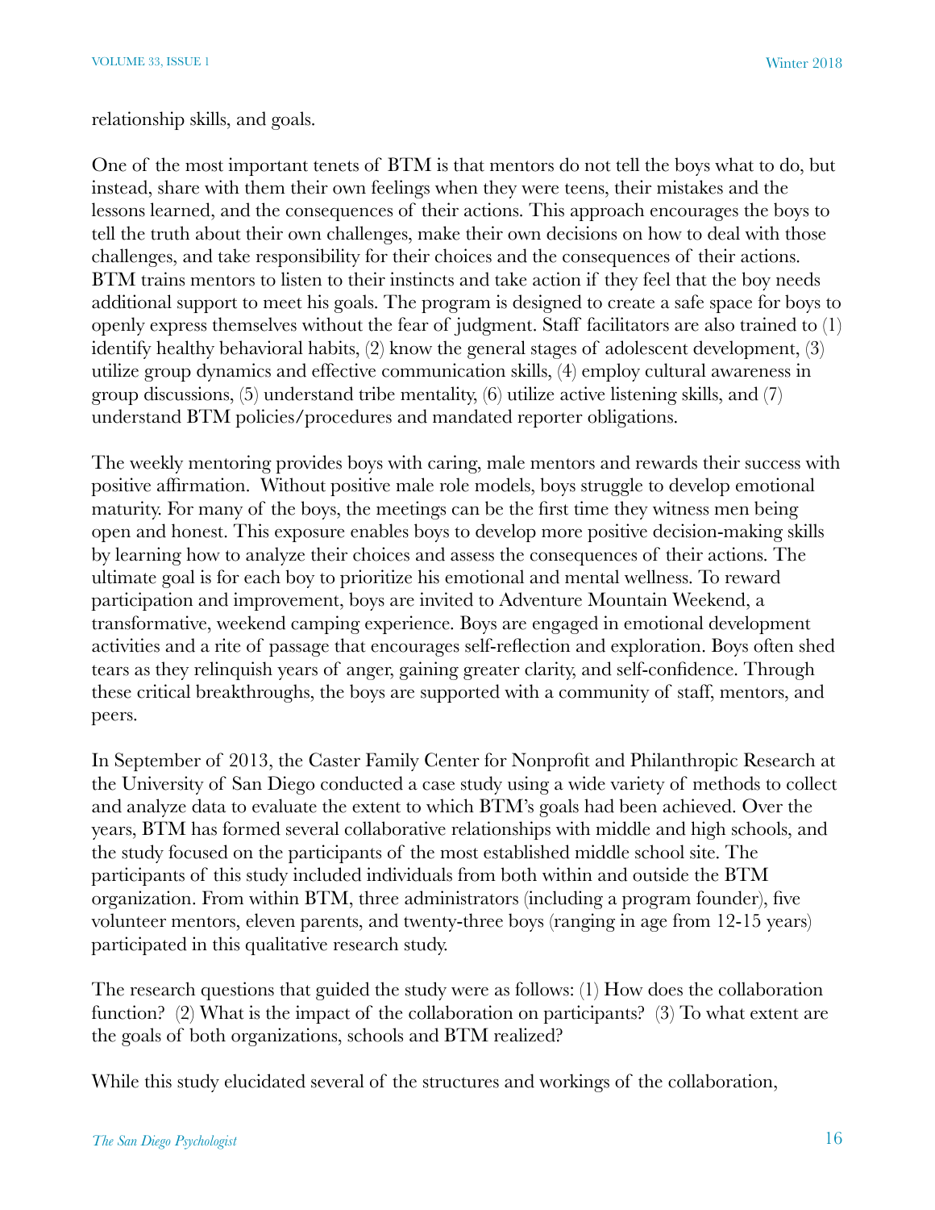relationship skills, and goals.

One of the most important tenets of BTM is that mentors do not tell the boys what to do, but instead, share with them their own feelings when they were teens, their mistakes and the lessons learned, and the consequences of their actions. This approach encourages the boys to tell the truth about their own challenges, make their own decisions on how to deal with those challenges, and take responsibility for their choices and the consequences of their actions. BTM trains mentors to listen to their instincts and take action if they feel that the boy needs additional support to meet his goals. The program is designed to create a safe space for boys to openly express themselves without the fear of judgment. Staff facilitators are also trained to (1) identify healthy behavioral habits, (2) know the general stages of adolescent development, (3) utilize group dynamics and effective communication skills, (4) employ cultural awareness in group discussions, (5) understand tribe mentality, (6) utilize active listening skills, and (7) understand BTM policies/procedures and mandated reporter obligations.

The weekly mentoring provides boys with caring, male mentors and rewards their success with positive affirmation. Without positive male role models, boys struggle to develop emotional maturity. For many of the boys, the meetings can be the first time they witness men being open and honest. This exposure enables boys to develop more positive decision-making skills by learning how to analyze their choices and assess the consequences of their actions. The ultimate goal is for each boy to prioritize his emotional and mental wellness. To reward participation and improvement, boys are invited to Adventure Mountain Weekend, a transformative, weekend camping experience. Boys are engaged in emotional development activities and a rite of passage that encourages self-reflection and exploration. Boys often shed tears as they relinquish years of anger, gaining greater clarity, and self-confidence. Through these critical breakthroughs, the boys are supported with a community of staff, mentors, and peers.

In September of 2013, the Caster Family Center for Nonprofit and Philanthropic Research at the University of San Diego conducted a case study using a wide variety of methods to collect and analyze data to evaluate the extent to which BTM's goals had been achieved. Over the years, BTM has formed several collaborative relationships with middle and high schools, and the study focused on the participants of the most established middle school site. The participants of this study included individuals from both within and outside the BTM organization. From within BTM, three administrators (including a program founder), five volunteer mentors, eleven parents, and twenty-three boys (ranging in age from 12-15 years) participated in this qualitative research study.

The research questions that guided the study were as follows: (1) How does the collaboration function? (2) What is the impact of the collaboration on participants? (3) To what extent are the goals of both organizations, schools and BTM realized?

While this study elucidated several of the structures and workings of the collaboration,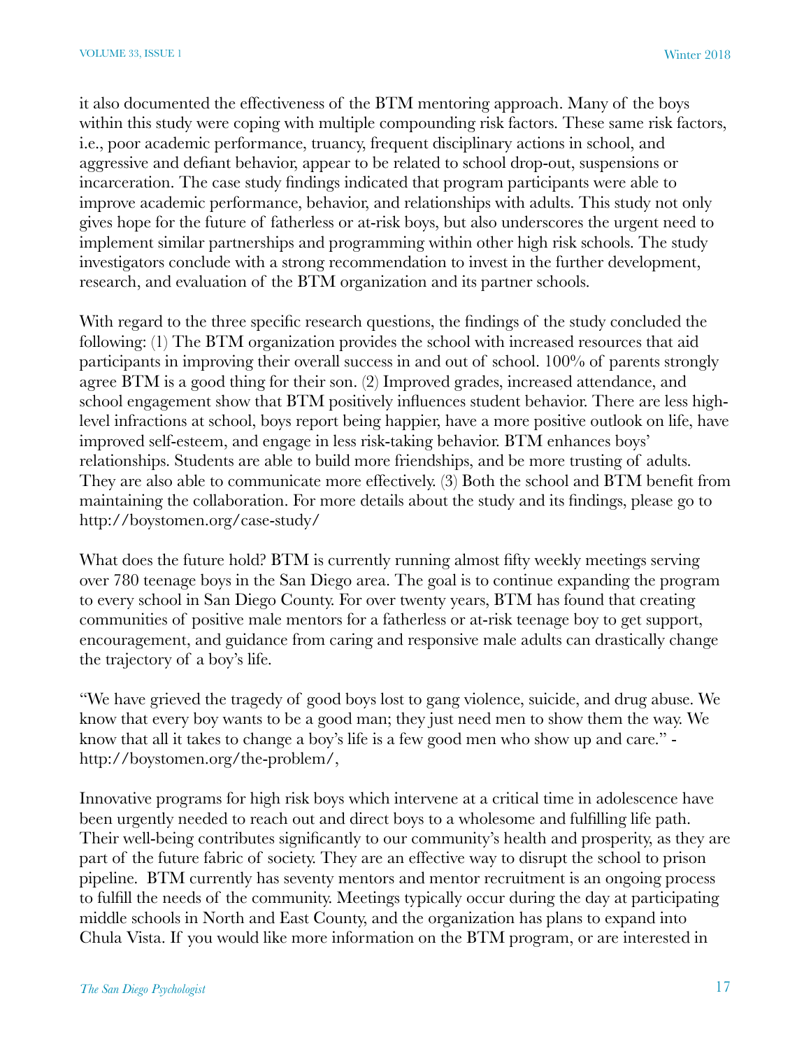it also documented the effectiveness of the BTM mentoring approach. Many of the boys within this study were coping with multiple compounding risk factors. These same risk factors, i.e., poor academic performance, truancy, frequent disciplinary actions in school, and aggressive and defiant behavior, appear to be related to school drop-out, suspensions or incarceration. The case study findings indicated that program participants were able to improve academic performance, behavior, and relationships with adults. This study not only gives hope for the future of fatherless or at-risk boys, but also underscores the urgent need to implement similar partnerships and programming within other high risk schools. The study investigators conclude with a strong recommendation to invest in the further development, research, and evaluation of the BTM organization and its partner schools.

With regard to the three specific research questions, the findings of the study concluded the following: (1) The BTM organization provides the school with increased resources that aid participants in improving their overall success in and out of school. 100% of parents strongly agree BTM is a good thing for their son. (2) Improved grades, increased attendance, and school engagement show that BTM positively influences student behavior. There are less high-level infractions at school, boys report being happier, have a more positive outlook on life, have improved self-esteem, and engage in less risk-taking behavior. BTM enhances boys' relationships. Students are able to build more friendships, and be more trusting of adults. They are also able to communicate more effectively. (3) Both the school and BTM benefit from maintaining the collaboration. For more details about the study and its findings, please go to http://boystomen.org/case-study/

What does the future hold? BTM is currently running almost fifty weekly meetings serving over 780 teenage boys in the San Diego area. The goal is to continue expanding the program to every school in San Diego County. For over twenty years, BTM has found that creating communities of positive male mentors for a fatherless or at-risk teenage boy to get support, encouragement, and guidance from caring and responsive male adults can drastically change the trajectory of a boy's life.

"We have grieved the tragedy of good boys lost to gang violence, suicide, and drug abuse. We know that every boy wants to be a good man; they just need men to show them the way. We know that all it takes to change a boy's life is a few good men who show up and care." - http://boystomen.org/the-problem/,

Innovative programs for high risk boys which intervene at a critical time in adolescence have been urgently needed to reach out and direct boys to a wholesome and fulfilling life path. Their well-being contributes significantly to our community's health and prosperity, as they are part of the future fabric of society. They are an effective way to disrupt the school to prison pipeline. BTM currently has seventy mentors and mentor recruitment is an ongoing process to fulfill the needs of the community. Meetings typically occur during the day at participating middle schools in North and East County, and the organization has plans to expand into Chula Vista. If you would like more information on the BTM program, or are interested in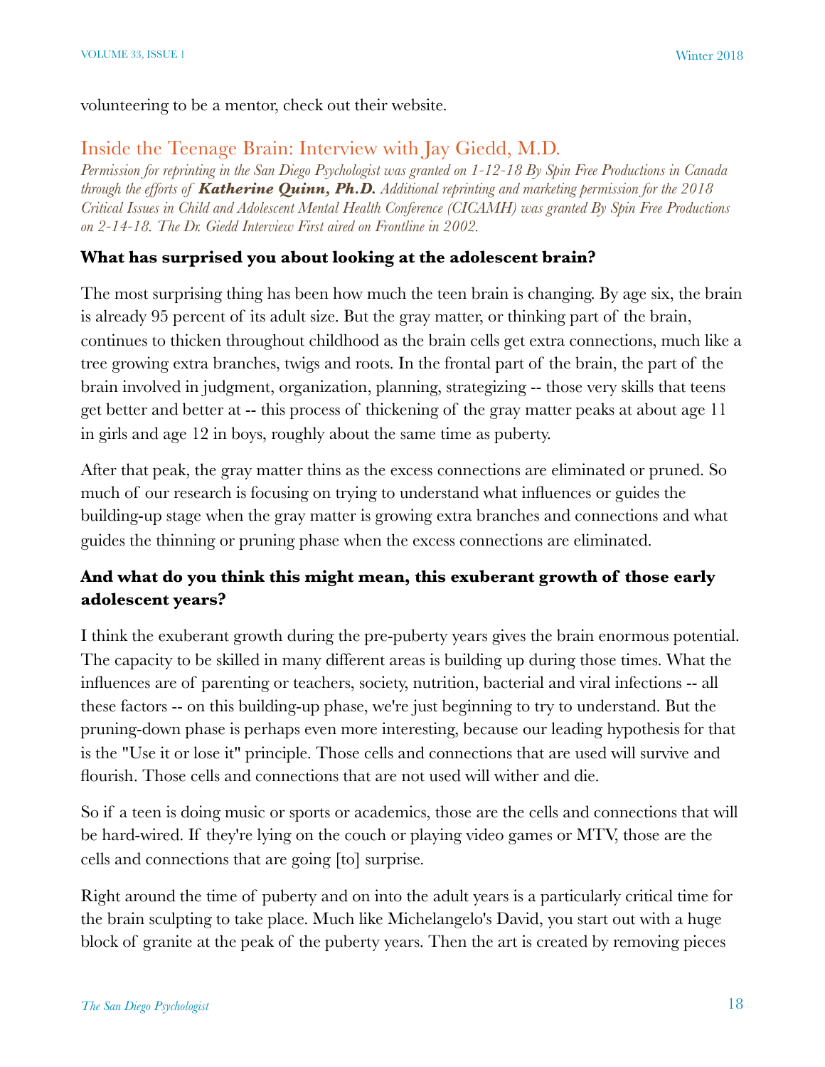volunteering to be a mentor, check out their website.

## Inside the Teenage Brain: Interview with Jay Giedd, M.D.

*Permission for reprinting in the San Diego Psychologist was granted on 1-12-18 By Spin Free Productions in Canada through the efforts of* ***Katherine Quinn, Ph.D.*** *Additional reprinting and marketing permission for the 2018 Critical Issues in Child and Adolescent Mental Health Conference (CICAMH) was granted By Spin Free Productions on 2-14-18. The Dr. Giedd Interview First aired on Frontline in 2002.*

**What has surprised you about looking at the adolescent brain?**

The most surprising thing has been how much the teen brain is changing. By age six, the brain is already 95 percent of its adult size. But the gray matter, or thinking part of the brain, continues to thicken throughout childhood as the brain cells get extra connections, much like a tree growing extra branches, twigs and roots. In the frontal part of the brain, the part of the brain involved in judgment, organization, planning, strategizing -- those very skills that teens get better and better at -- this process of thickening of the gray matter peaks at about age 11 in girls and age 12 in boys, roughly about the same time as puberty.

After that peak, the gray matter thins as the excess connections are eliminated or pruned. So much of our research is focusing on trying to understand what influences or guides the building-up stage when the gray matter is growing extra branches and connections and what guides the thinning or pruning phase when the excess connections are eliminated.

**And what do you think this might mean, this exuberant growth of those early adolescent years?**

I think the exuberant growth during the pre-puberty years gives the brain enormous potential. The capacity to be skilled in many different areas is building up during those times. What the influences are of parenting or teachers, society, nutrition, bacterial and viral infections -- all these factors -- on this building-up phase, we're just beginning to try to understand. But the pruning-down phase is perhaps even more interesting, because our leading hypothesis for that is the "Use it or lose it" principle. Those cells and connections that are used will survive and flourish. Those cells and connections that are not used will wither and die.

So if a teen is doing music or sports or academics, those are the cells and connections that will be hard-wired. If they're lying on the couch or playing video games or MTV, those are the cells and connections that are going [to] surprise.

Right around the time of puberty and on into the adult years is a particularly critical time for the brain sculpting to take place. Much like Michelangelo's David, you start out with a huge block of granite at the peak of the puberty years. Then the art is created by removing pieces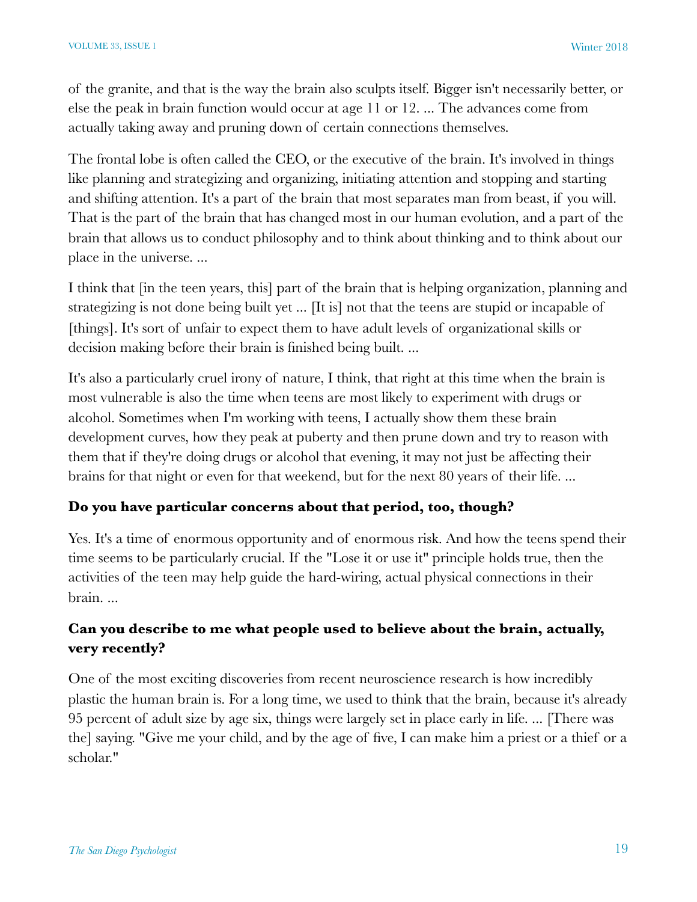of the granite, and that is the way the brain also sculpts itself. Bigger isn't necessarily better, or else the peak in brain function would occur at age 11 or 12. ... The advances come from actually taking away and pruning down of certain connections themselves.

The frontal lobe is often called the CEO, or the executive of the brain. It's involved in things like planning and strategizing and organizing, initiating attention and stopping and starting and shifting attention. It's a part of the brain that most separates man from beast, if you will. That is the part of the brain that has changed most in our human evolution, and a part of the brain that allows us to conduct philosophy and to think about thinking and to think about our place in the universe. ...

I think that [in the teen years, this] part of the brain that is helping organization, planning and strategizing is not done being built yet ... [It is] not that the teens are stupid or incapable of [things]. It's sort of unfair to expect them to have adult levels of organizational skills or decision making before their brain is finished being built. ...

It's also a particularly cruel irony of nature, I think, that right at this time when the brain is most vulnerable is also the time when teens are most likely to experiment with drugs or alcohol. Sometimes when I'm working with teens, I actually show them these brain development curves, how they peak at puberty and then prune down and try to reason with them that if they're doing drugs or alcohol that evening, it may not just be affecting their brains for that night or even for that weekend, but for the next 80 years of their life. ...

**Do you have particular concerns about that period, too, though?**

Yes. It's a time of enormous opportunity and of enormous risk. And how the teens spend their time seems to be particularly crucial. If the "Lose it or use it" principle holds true, then the activities of the teen may help guide the hard-wiring, actual physical connections in their brain. ...

**Can you describe to me what people used to believe about the brain, actually, very recently?**

One of the most exciting discoveries from recent neuroscience research is how incredibly plastic the human brain is. For a long time, we used to think that the brain, because it's already 95 percent of adult size by age six, things were largely set in place early in life. ... [There was the] saying. "Give me your child, and by the age of five, I can make him a priest or a thief or a scholar."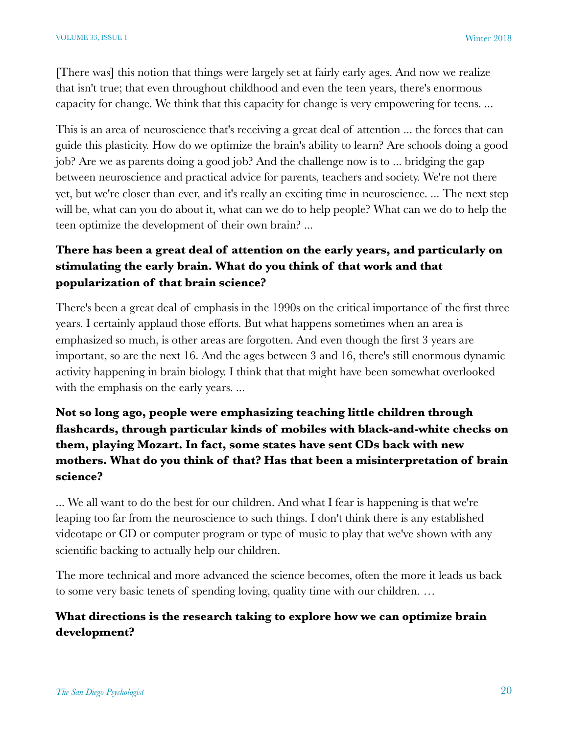[There was] this notion that things were largely set at fairly early ages. And now we realize that isn't true; that even throughout childhood and even the teen years, there's enormous capacity for change. We think that this capacity for change is very empowering for teens. ...

This is an area of neuroscience that's receiving a great deal of attention ... the forces that can guide this plasticity. How do we optimize the brain's ability to learn? Are schools doing a good job? Are we as parents doing a good job? And the challenge now is to ... bridging the gap between neuroscience and practical advice for parents, teachers and society. We're not there yet, but we're closer than ever, and it's really an exciting time in neuroscience. ... The next step will be, what can you do about it, what can we do to help people? What can we do to help the teen optimize the development of their own brain? ...

**There has been a great deal of attention on the early years, and particularly on stimulating the early brain. What do you think of that work and that popularization of that brain science?**

There's been a great deal of emphasis in the 1990s on the critical importance of the first three years. I certainly applaud those efforts. But what happens sometimes when an area is emphasized so much, is other areas are forgotten. And even though the first 3 years are important, so are the next 16. And the ages between 3 and 16, there's still enormous dynamic activity happening in brain biology. I think that that might have been somewhat overlooked with the emphasis on the early years. ...

**Not so long ago, people were emphasizing teaching little children through flashcards, through particular kinds of mobiles with black-and-white checks on them, playing Mozart. In fact, some states have sent CDs back with new mothers. What do you think of that? Has that been a misinterpretation of brain science?**

... We all want to do the best for our children. And what I fear is happening is that we're leaping too far from the neuroscience to such things. I don't think there is any established videotape or CD or computer program or type of music to play that we've shown with any scientific backing to actually help our children.

The more technical and more advanced the science becomes, often the more it leads us back to some very basic tenets of spending loving, quality time with our children. …

**What directions is the research taking to explore how we can optimize brain development?**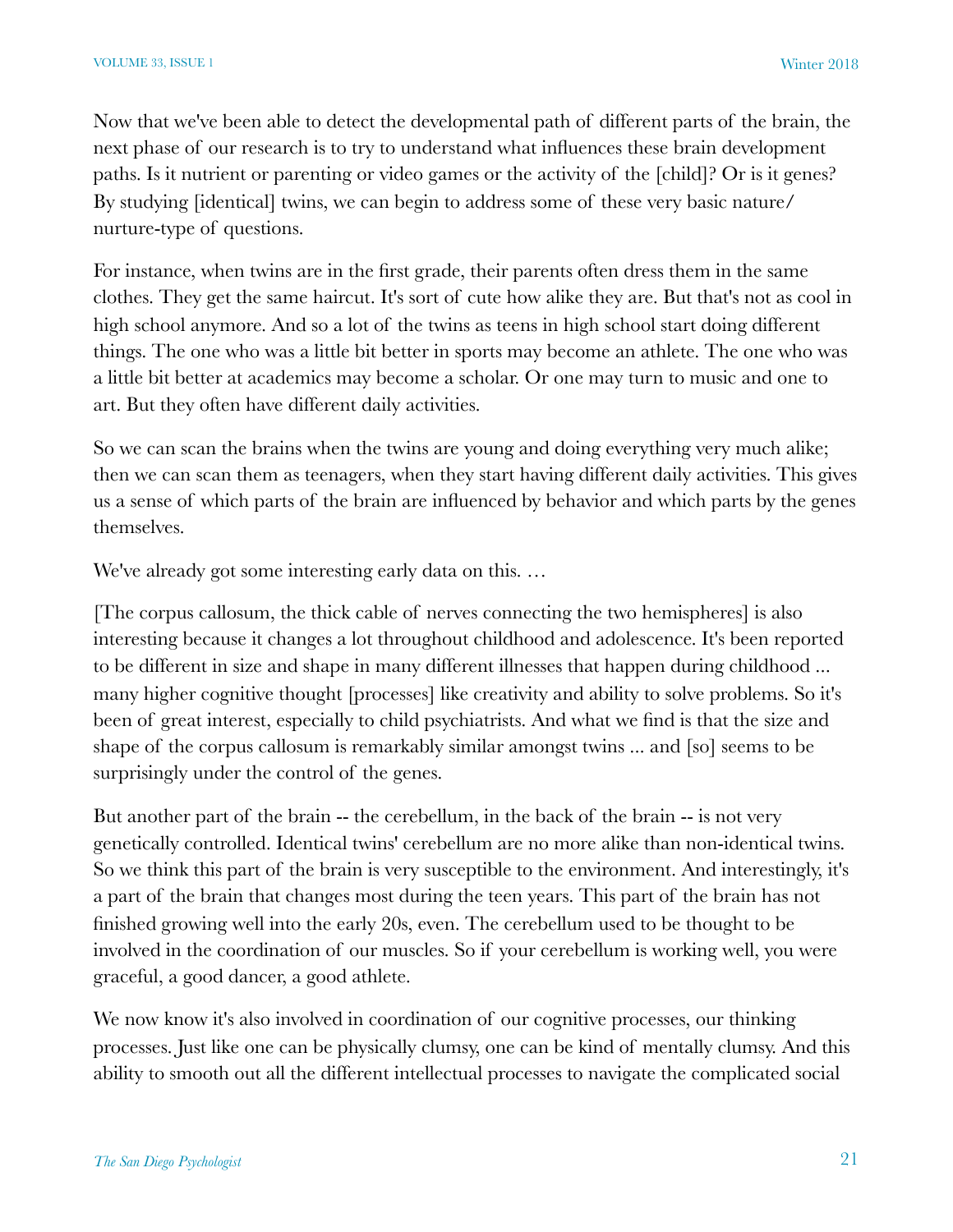Now that we've been able to detect the developmental path of different parts of the brain, the next phase of our research is to try to understand what influences these brain development paths. Is it nutrient or parenting or video games or the activity of the [child]? Or is it genes? By studying [identical] twins, we can begin to address some of these very basic nature/nurture-type of questions.

For instance, when twins are in the first grade, their parents often dress them in the same clothes. They get the same haircut. It's sort of cute how alike they are. But that's not as cool in high school anymore. And so a lot of the twins as teens in high school start doing different things. The one who was a little bit better in sports may become an athlete. The one who was a little bit better at academics may become a scholar. Or one may turn to music and one to art. But they often have different daily activities.

So we can scan the brains when the twins are young and doing everything very much alike; then we can scan them as teenagers, when they start having different daily activities. This gives us a sense of which parts of the brain are influenced by behavior and which parts by the genes themselves.

We've already got some interesting early data on this. …

[The corpus callosum, the thick cable of nerves connecting the two hemispheres] is also interesting because it changes a lot throughout childhood and adolescence. It's been reported to be different in size and shape in many different illnesses that happen during childhood ... many higher cognitive thought [processes] like creativity and ability to solve problems. So it's been of great interest, especially to child psychiatrists. And what we find is that the size and shape of the corpus callosum is remarkably similar amongst twins ... and [so] seems to be surprisingly under the control of the genes.

But another part of the brain -- the cerebellum, in the back of the brain -- is not very genetically controlled. Identical twins' cerebellum are no more alike than non-identical twins. So we think this part of the brain is very susceptible to the environment. And interestingly, it's a part of the brain that changes most during the teen years. This part of the brain has not finished growing well into the early 20s, even. The cerebellum used to be thought to be involved in the coordination of our muscles. So if your cerebellum is working well, you were graceful, a good dancer, a good athlete.

We now know it's also involved in coordination of our cognitive processes, our thinking processes. Just like one can be physically clumsy, one can be kind of mentally clumsy. And this ability to smooth out all the different intellectual processes to navigate the complicated social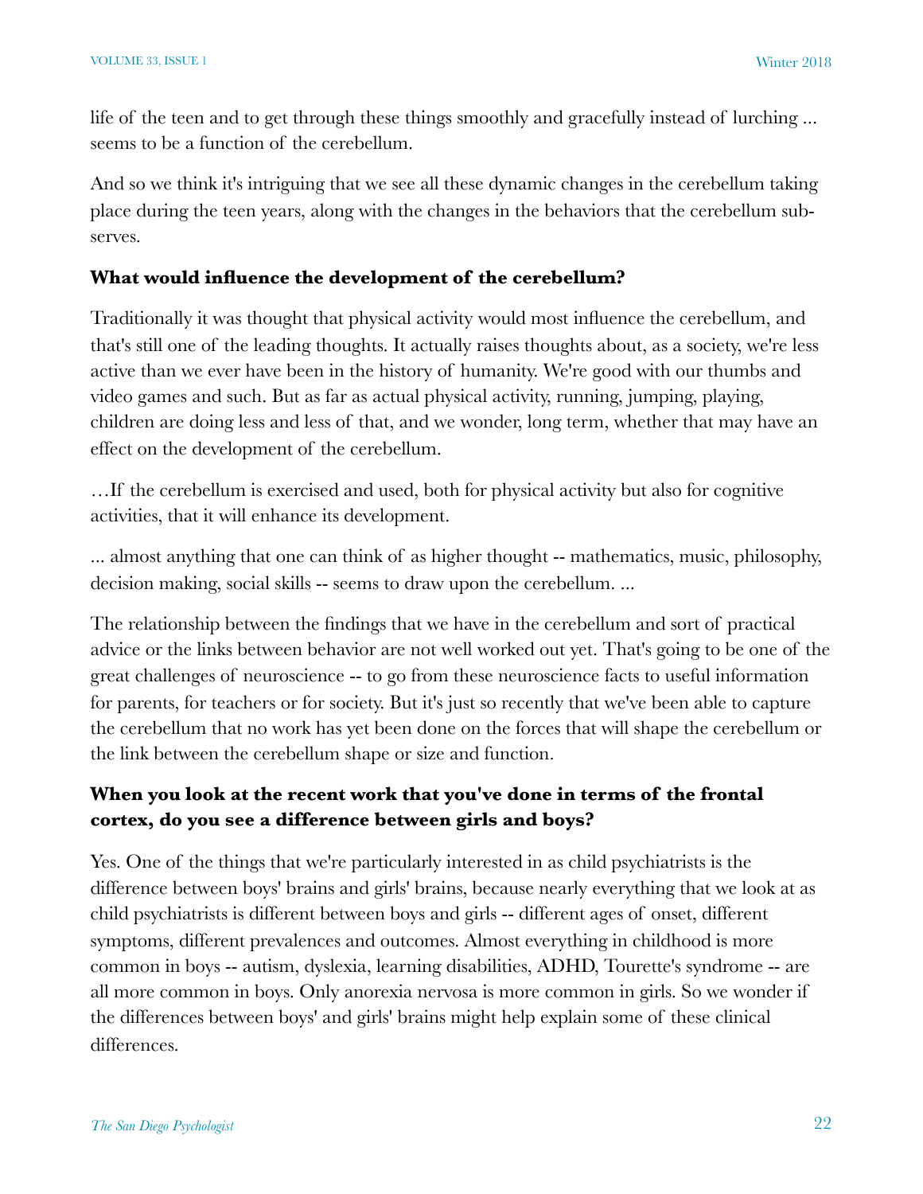life of the teen and to get through these things smoothly and gracefully instead of lurching ... seems to be a function of the cerebellum.

And so we think it's intriguing that we see all these dynamic changes in the cerebellum taking place during the teen years, along with the changes in the behaviors that the cerebellum subserves.

**What would influence the development of the cerebellum?**

Traditionally it was thought that physical activity would most influence the cerebellum, and that's still one of the leading thoughts. It actually raises thoughts about, as a society, we're less active than we ever have been in the history of humanity. We're good with our thumbs and video games and such. But as far as actual physical activity, running, jumping, playing, children are doing less and less of that, and we wonder, long term, whether that may have an effect on the development of the cerebellum.

…If the cerebellum is exercised and used, both for physical activity but also for cognitive activities, that it will enhance its development.

... almost anything that one can think of as higher thought -- mathematics, music, philosophy, decision making, social skills -- seems to draw upon the cerebellum. ...

The relationship between the findings that we have in the cerebellum and sort of practical advice or the links between behavior are not well worked out yet. That's going to be one of the great challenges of neuroscience -- to go from these neuroscience facts to useful information for parents, for teachers or for society. But it's just so recently that we've been able to capture the cerebellum that no work has yet been done on the forces that will shape the cerebellum or the link between the cerebellum shape or size and function.

**When you look at the recent work that you've done in terms of the frontal cortex, do you see a difference between girls and boys?**

Yes. One of the things that we're particularly interested in as child psychiatrists is the difference between boys' brains and girls' brains, because nearly everything that we look at as child psychiatrists is different between boys and girls -- different ages of onset, different symptoms, different prevalences and outcomes. Almost everything in childhood is more common in boys -- autism, dyslexia, learning disabilities, ADHD, Tourette's syndrome -- are all more common in boys. Only anorexia nervosa is more common in girls. So we wonder if the differences between boys' and girls' brains might help explain some of these clinical differences.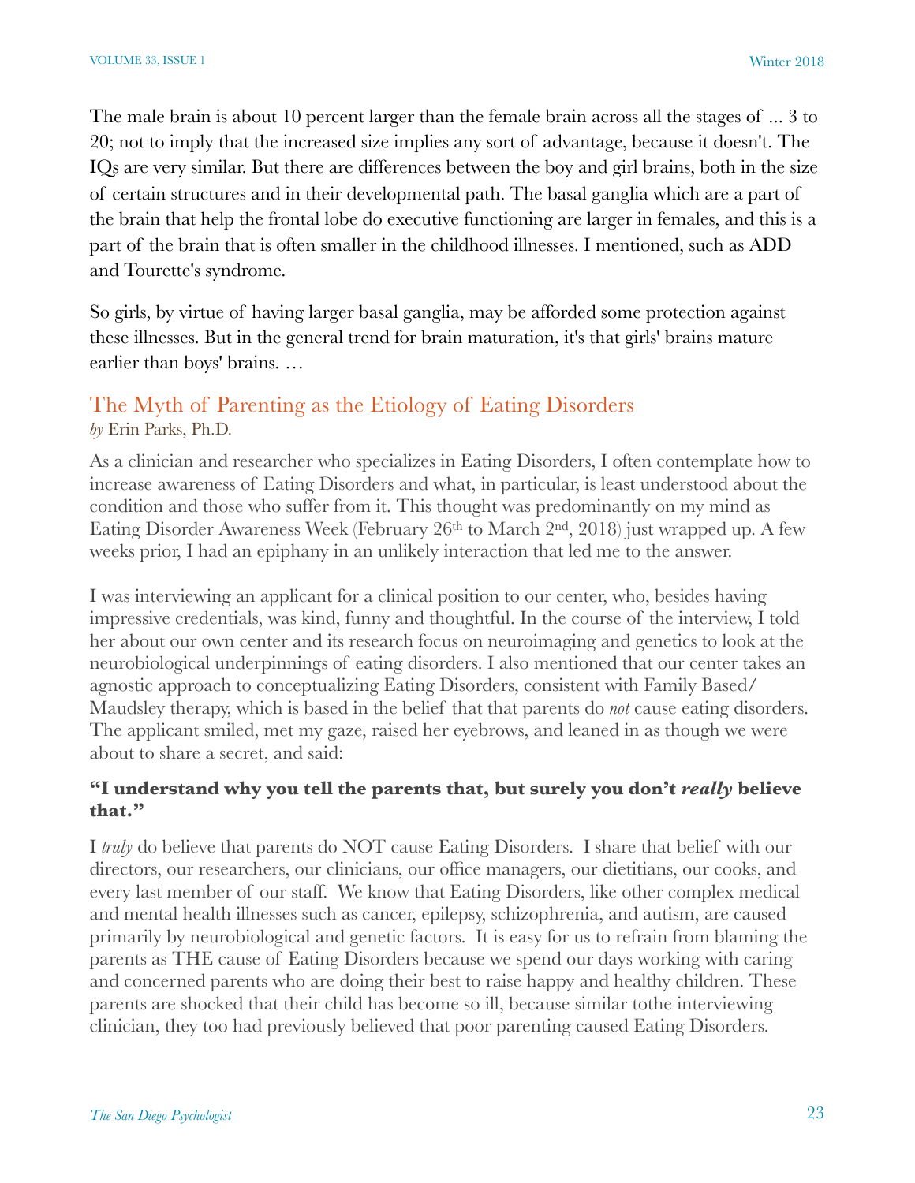The male brain is about 10 percent larger than the female brain across all the stages of ... 3 to 20; not to imply that the increased size implies any sort of advantage, because it doesn't. The IQs are very similar. But there are differences between the boy and girl brains, both in the size of certain structures and in their developmental path. The basal ganglia which are a part of the brain that help the frontal lobe do executive functioning are larger in females, and this is a part of the brain that is often smaller in the childhood illnesses. I mentioned, such as ADD and Tourette's syndrome.

So girls, by virtue of having larger basal ganglia, may be afforded some protection against these illnesses. But in the general trend for brain maturation, it's that girls' brains mature earlier than boys' brains. …

## The Myth of Parenting as the Etiology of Eating Disorders

*by* Erin Parks, Ph.D.

As a clinician and researcher who specializes in Eating Disorders, I often contemplate how to increase awareness of Eating Disorders and what, in particular, is least understood about the condition and those who suffer from it. This thought was predominantly on my mind as Eating Disorder Awareness Week (February 26th to March 2nd, 2018) just wrapped up. A few weeks prior, I had an epiphany in an unlikely interaction that led me to the answer.

I was interviewing an applicant for a clinical position to our center, who, besides having impressive credentials, was kind, funny and thoughtful. In the course of the interview, I told her about our own center and its research focus on neuroimaging and genetics to look at the neurobiological underpinnings of eating disorders. I also mentioned that our center takes an agnostic approach to conceptualizing Eating Disorders, consistent with Family Based/ Maudsley therapy, which is based in the belief that that parents do *not* cause eating disorders. The applicant smiled, met my gaze, raised her eyebrows, and leaned in as though we were about to share a secret, and said:

**"I understand why you tell the parents that, but surely you don't *really* believe that."**

I *truly* do believe that parents do NOT cause Eating Disorders. I share that belief with our directors, our researchers, our clinicians, our office managers, our dietitians, our cooks, and every last member of our staff. We know that Eating Disorders, like other complex medical and mental health illnesses such as cancer, epilepsy, schizophrenia, and autism, are caused primarily by neurobiological and genetic factors. It is easy for us to refrain from blaming the parents as THE cause of Eating Disorders because we spend our days working with caring and concerned parents who are doing their best to raise happy and healthy children. These parents are shocked that their child has become so ill, because similar tothe interviewing clinician, they too had previously believed that poor parenting caused Eating Disorders.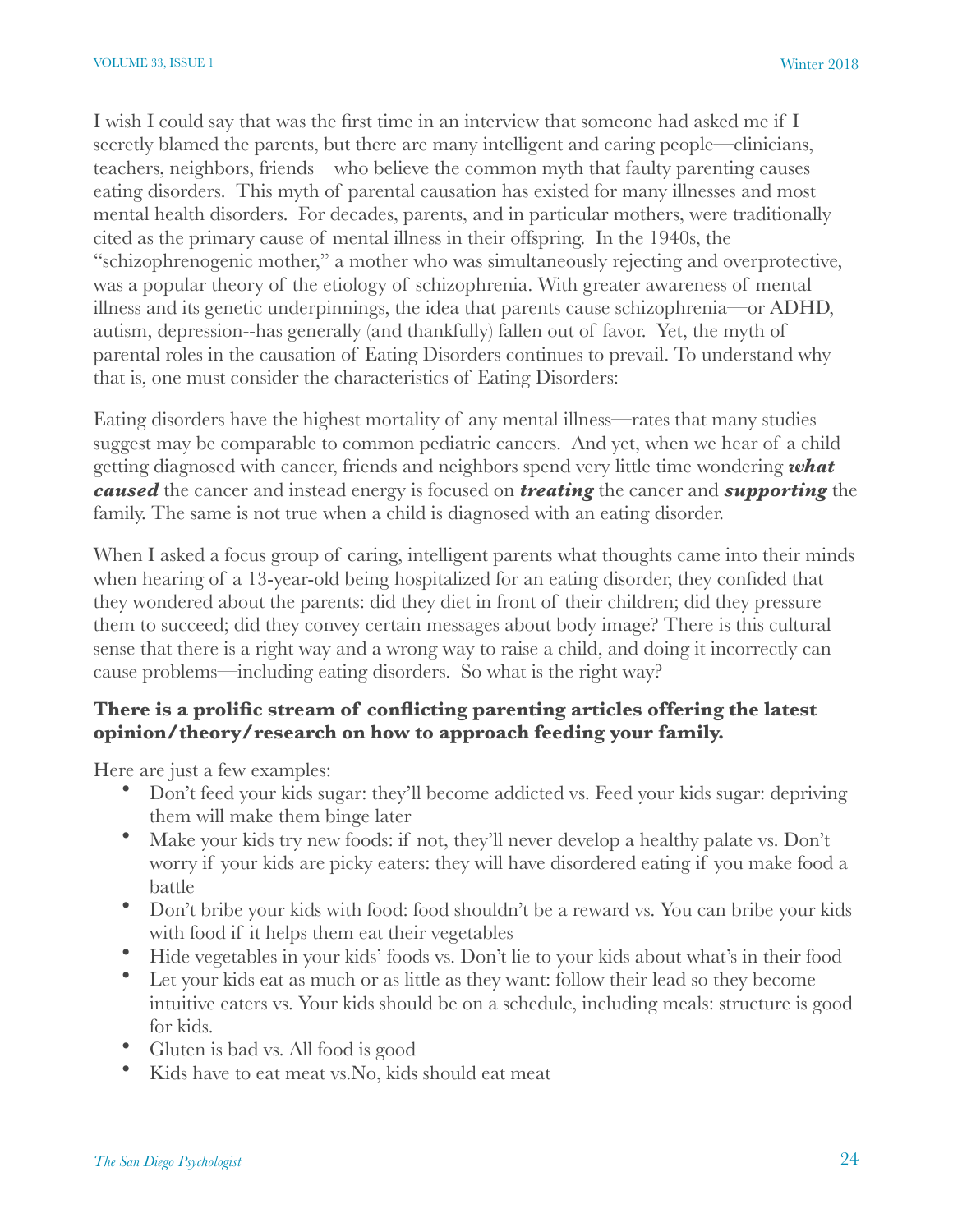I wish I could say that was the first time in an interview that someone had asked me if I secretly blamed the parents, but there are many intelligent and caring people—clinicians, teachers, neighbors, friends—who believe the common myth that faulty parenting causes eating disorders. This myth of parental causation has existed for many illnesses and most mental health disorders. For decades, parents, and in particular mothers, were traditionally cited as the primary cause of mental illness in their offspring. In the 1940s, the "schizophrenogenic mother," a mother who was simultaneously rejecting and overprotective, was a popular theory of the etiology of schizophrenia. With greater awareness of mental illness and its genetic underpinnings, the idea that parents cause schizophrenia—or ADHD, autism, depression--has generally (and thankfully) fallen out of favor. Yet, the myth of parental roles in the causation of Eating Disorders continues to prevail. To understand why that is, one must consider the characteristics of Eating Disorders:

Eating disorders have the highest mortality of any mental illness—rates that many studies suggest may be comparable to common pediatric cancers. And yet, when we hear of a child getting diagnosed with cancer, friends and neighbors spend very little time wondering ***what caused*** the cancer and instead energy is focused on ***treating*** the cancer and ***supporting*** the family. The same is not true when a child is diagnosed with an eating disorder.

When I asked a focus group of caring, intelligent parents what thoughts came into their minds when hearing of a 13-year-old being hospitalized for an eating disorder, they confided that they wondered about the parents: did they diet in front of their children; did they pressure them to succeed; did they convey certain messages about body image? There is this cultural sense that there is a right way and a wrong way to raise a child, and doing it incorrectly can cause problems—including eating disorders. So what is the right way?

**There is a prolific stream of conflicting parenting articles offering the latest opinion/theory/research on how to approach feeding your family.**

Here are just a few examples:

- Don't feed your kids sugar: they'll become addicted vs. Feed your kids sugar: depriving them will make them binge later
- Make your kids try new foods: if not, they'll never develop a healthy palate vs. Don't worry if your kids are picky eaters: they will have disordered eating if you make food a battle
- Don't bribe your kids with food: food shouldn't be a reward vs. You can bribe your kids with food if it helps them eat their vegetables
- Hide vegetables in your kids' foods vs. Don't lie to your kids about what's in their food
- Let your kids eat as much or as little as they want: follow their lead so they become intuitive eaters vs. Your kids should be on a schedule, including meals: structure is good for kids.
- Gluten is bad vs. All food is good
- Kids have to eat meat vs.No, kids should eat meat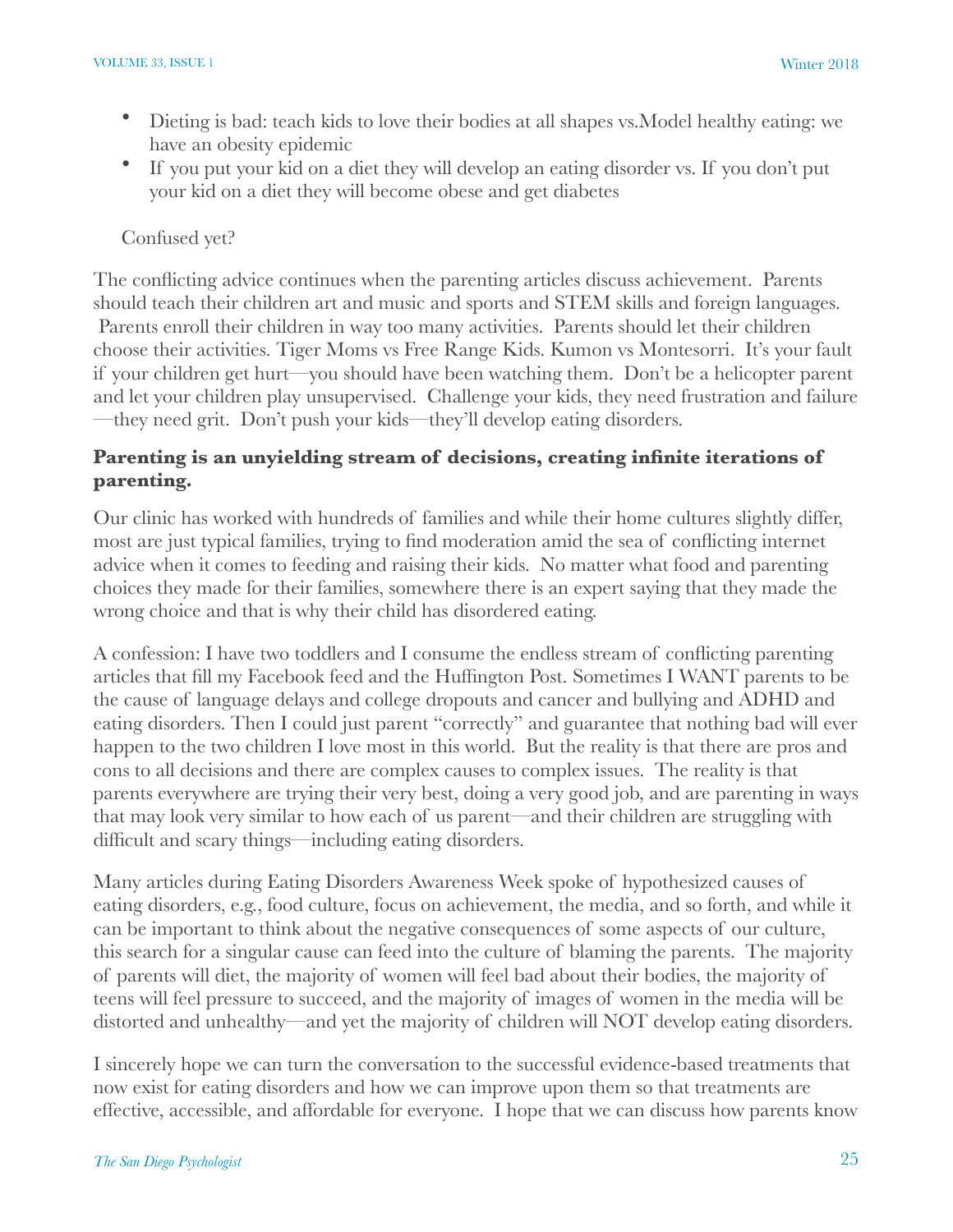- Dieting is bad: teach kids to love their bodies at all shapes vs.Model healthy eating: we have an obesity epidemic
- If you put your kid on a diet they will develop an eating disorder vs. If you don't put your kid on a diet they will become obese and get diabetes

Confused yet?

The conflicting advice continues when the parenting articles discuss achievement. Parents should teach their children art and music and sports and STEM skills and foreign languages. Parents enroll their children in way too many activities. Parents should let their children choose their activities. Tiger Moms vs Free Range Kids. Kumon vs Montesorri. It's your fault if your children get hurt—you should have been watching them. Don't be a helicopter parent and let your children play unsupervised. Challenge your kids, they need frustration and failure—they need grit. Don't push your kids—they'll develop eating disorders.

**Parenting is an unyielding stream of decisions, creating infinite iterations of parenting.**

Our clinic has worked with hundreds of families and while their home cultures slightly differ, most are just typical families, trying to find moderation amid the sea of conflicting internet advice when it comes to feeding and raising their kids. No matter what food and parenting choices they made for their families, somewhere there is an expert saying that they made the wrong choice and that is why their child has disordered eating.

A confession: I have two toddlers and I consume the endless stream of conflicting parenting articles that fill my Facebook feed and the Huffington Post. Sometimes I WANT parents to be the cause of language delays and college dropouts and cancer and bullying and ADHD and eating disorders. Then I could just parent "correctly" and guarantee that nothing bad will ever happen to the two children I love most in this world. But the reality is that there are pros and cons to all decisions and there are complex causes to complex issues. The reality is that parents everywhere are trying their very best, doing a very good job, and are parenting in ways that may look very similar to how each of us parent—and their children are struggling with difficult and scary things—including eating disorders.

Many articles during Eating Disorders Awareness Week spoke of hypothesized causes of eating disorders, e.g., food culture, focus on achievement, the media, and so forth, and while it can be important to think about the negative consequences of some aspects of our culture, this search for a singular cause can feed into the culture of blaming the parents. The majority of parents will diet, the majority of women will feel bad about their bodies, the majority of teens will feel pressure to succeed, and the majority of images of women in the media will be distorted and unhealthy—and yet the majority of children will NOT develop eating disorders.

I sincerely hope we can turn the conversation to the successful evidence-based treatments that now exist for eating disorders and how we can improve upon them so that treatments are effective, accessible, and affordable for everyone. I hope that we can discuss how parents know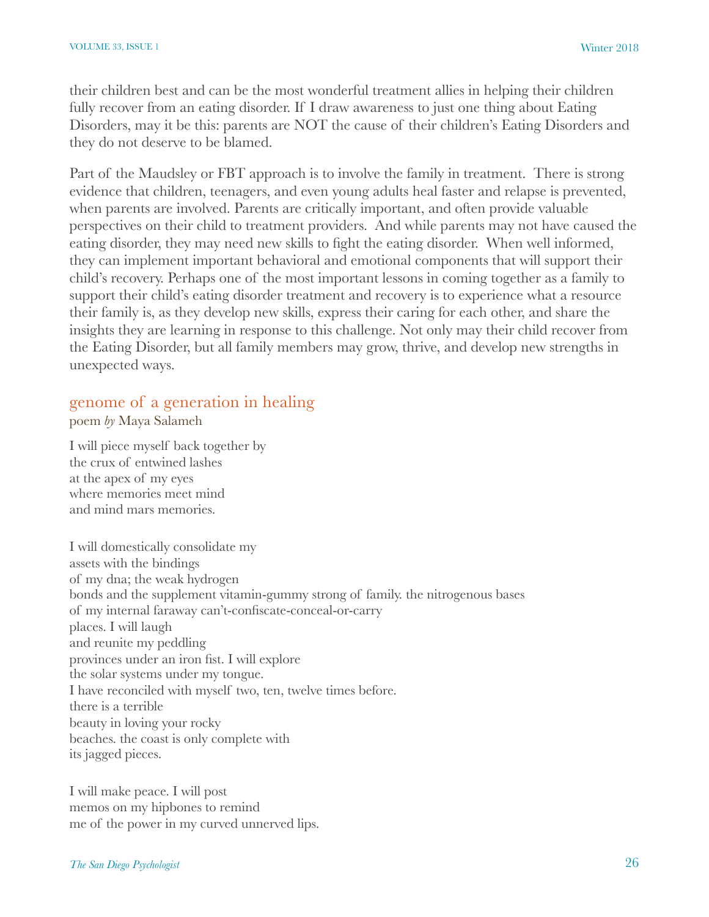their children best and can be the most wonderful treatment allies in helping their children fully recover from an eating disorder. If I draw awareness to just one thing about Eating Disorders, may it be this: parents are NOT the cause of their children's Eating Disorders and they do not deserve to be blamed.

Part of the Maudsley or FBT approach is to involve the family in treatment. There is strong evidence that children, teenagers, and even young adults heal faster and relapse is prevented, when parents are involved. Parents are critically important, and often provide valuable perspectives on their child to treatment providers. And while parents may not have caused the eating disorder, they may need new skills to fight the eating disorder. When well informed, they can implement important behavioral and emotional components that will support their child's recovery. Perhaps one of the most important lessons in coming together as a family to support their child's eating disorder treatment and recovery is to experience what a resource their family is, as they develop new skills, express their caring for each other, and share the insights they are learning in response to this challenge. Not only may their child recover from the Eating Disorder, but all family members may grow, thrive, and develop new strengths in unexpected ways.

## genome of a generation in healing

poem *by* Maya Salameh

I will piece myself back together by
the crux of entwined lashes
at the apex of my eyes
where memories meet mind
and mind mars memories.

I will domestically consolidate my
assets with the bindings
of my dna; the weak hydrogen
bonds and the supplement vitamin-gummy strong of family. the nitrogenous bases
of my internal faraway can't-confiscate-conceal-or-carry
places. I will laugh
and reunite my peddling
provinces under an iron fist. I will explore
the solar systems under my tongue.
I have reconciled with myself two, ten, twelve times before.
there is a terrible
beauty in loving your rocky
beaches. the coast is only complete with
its jagged pieces.

I will make peace. I will post
memos on my hipbones to remind
me of the power in my curved unnerved lips.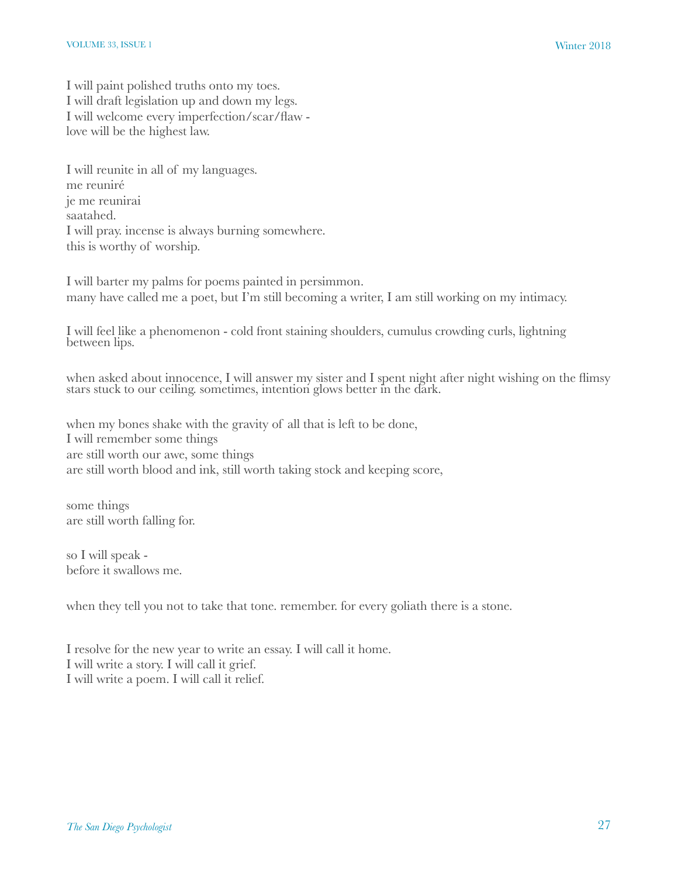I will paint polished truths onto my toes.
I will draft legislation up and down my legs.
I will welcome every imperfection/scar/flaw -
love will be the highest law.

I will reunite in all of my languages.
me reuniré
je me reunirai
saatahed.
I will pray. incense is always burning somewhere.
this is worthy of worship.

I will barter my palms for poems painted in persimmon.
many have called me a poet, but I'm still becoming a writer, I am still working on my intimacy.

I will feel like a phenomenon - cold front staining shoulders, cumulus crowding curls, lightning between lips.

when asked about innocence, I will answer my sister and I spent night after night wishing on the flimsy stars stuck to our ceiling. sometimes, intention glows better in the dark.

when my bones shake with the gravity of all that is left to be done,
I will remember some things
are still worth our awe, some things
are still worth blood and ink, still worth taking stock and keeping score,

some things
are still worth falling for.

so I will speak -
before it swallows me.

when they tell you not to take that tone. remember. for every goliath there is a stone.

I resolve for the new year to write an essay. I will call it home.
I will write a story. I will call it grief.
I will write a poem. I will call it relief.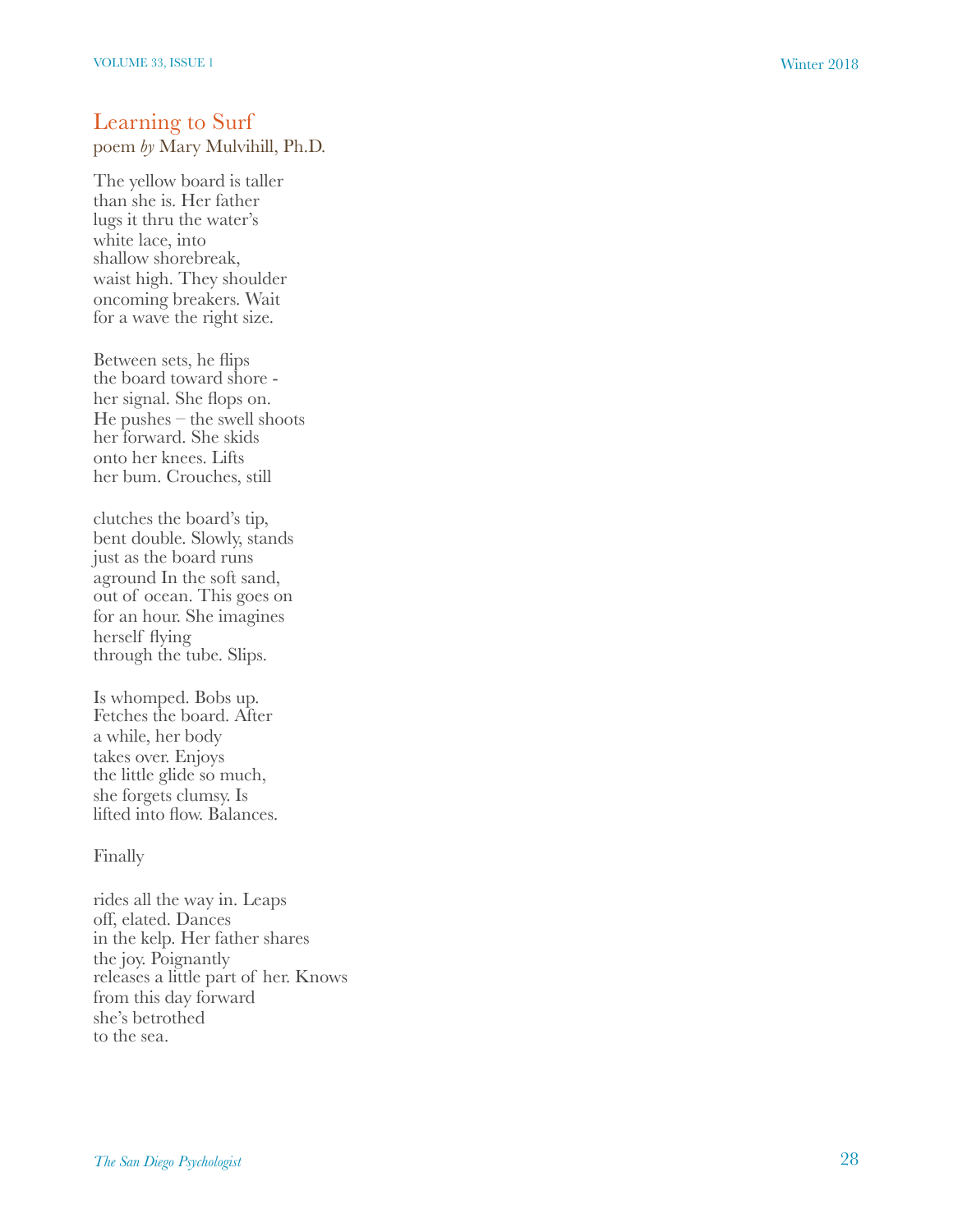## Learning to Surf

poem *by* Mary Mulvihill, Ph.D.

The yellow board is taller  
than she is. Her father  
lugs it thru the water's  
white lace, into  
shallow shorebreak,  
waist high. They shoulder  
oncoming breakers. Wait  
for a wave the right size.

Between sets, he flips  
the board toward shore -  
her signal. She flops on.  
He pushes – the swell shoots  
her forward. She skids  
onto her knees. Lifts  
her bum. Crouches, still

clutches the board's tip,  
bent double. Slowly, stands  
just as the board runs  
aground In the soft sand,  
out of ocean. This goes on  
for an hour. She imagines  
herself flying  
through the tube. Slips.

Is whomped. Bobs up.  
Fetches the board. After  
a while, her body  
takes over. Enjoys  
the little glide so much,  
she forgets clumsy. Is  
lifted into flow. Balances.

Finally

rides all the way in. Leaps  
off, elated. Dances  
in the kelp. Her father shares  
the joy. Poignantly  
releases a little part of her. Knows  
from this day forward  
she's betrothed  
to the sea.